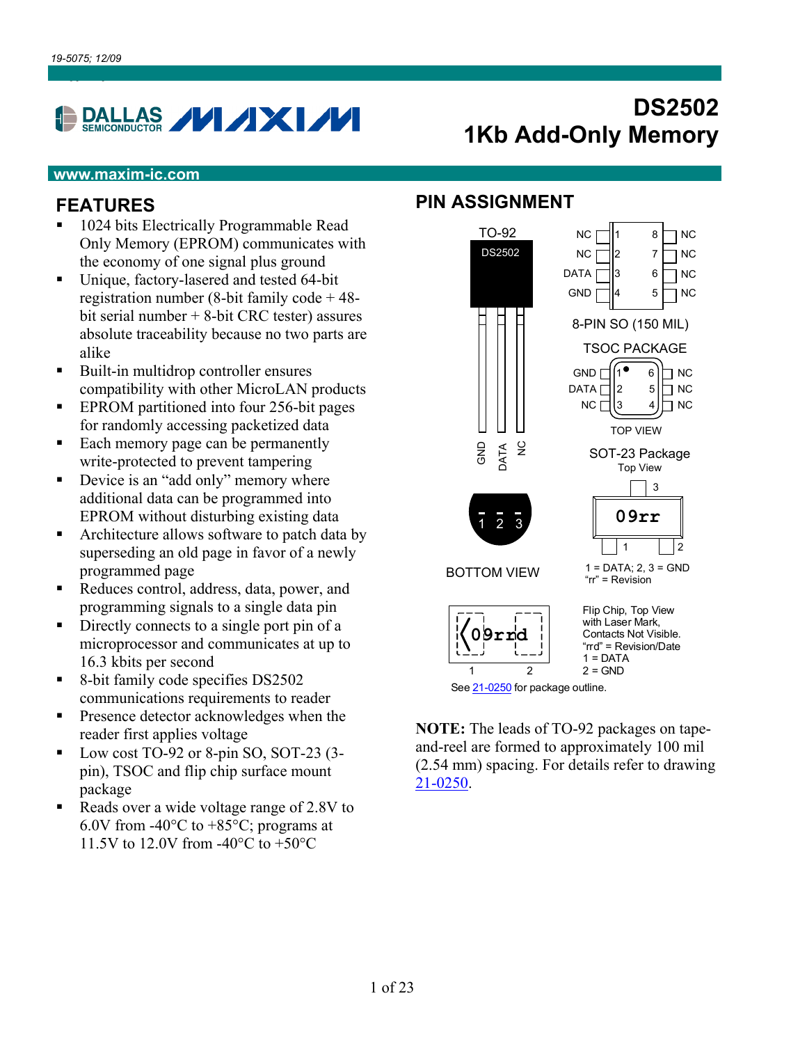19-5075; 12/09

# DS2502
# 1Kb Add-Only Memory

www.maxim-ic.com

## FEATURES

- 1024 bits Electrically Programmable Read Only Memory (EPROM) communicates with the economy of one signal plus ground
- Unique, factory-lasered and tested 64-bit registration number (8-bit family code + 48-bit serial number + 8-bit CRC tester) assures absolute traceability because no two parts are alike
- Built-in multidrop controller ensures compatibility with other MicroLAN products
- EPROM partitioned into four 256-bit pages for randomly accessing packetized data
- Each memory page can be permanently write-protected to prevent tampering
- Device is an "add only" memory where additional data can be programmed into EPROM without disturbing existing data
- Architecture allows software to patch data by superseding an old page in favor of a newly programmed page
- Reduces control, address, data, power, and programming signals to a single data pin
- Directly connects to a single port pin of a microprocessor and communicates at up to 16.3 kbits per second
- 8-bit family code specifies DS2502 communications requirements to reader
- Presence detector acknowledges when the reader first applies voltage
- Low cost TO-92 or 8-pin SO, SOT-23 (3-pin), TSOC and flip chip surface mount package
- Reads over a wide voltage range of 2.8V to 6.0V from -40°C to +85°C; programs at 11.5V to 12.0V from -40°C to +50°C

## PIN ASSIGNMENT

TO-92: DS2502 — pins GND, DATA, NC (BOTTOM VIEW: 1 2 3)

8-PIN SO (150 MIL): 1 NC, 2 NC, 3 DATA, 4 GND, 5 NC, 6 NC, 7 NC, 8 NC

TSOC PACKAGE (TOP VIEW): 1 GND, 2 DATA, 3 NC, 4 NC, 5 NC, 6 NC

SOT-23 Package Top View: 09rr

1 = DATA; 2, 3 = GND
"rr" = Revision

Flip Chip, Top View with Laser Mark, Contacts Not Visible.
"rrd" = Revision/Date
1 = DATA
2 = GND

See 21-0250 for package outline.

**NOTE:** The leads of TO-92 packages on tape-and-reel are formed to approximately 100 mil (2.54 mm) spacing. For details refer to drawing 21-0250.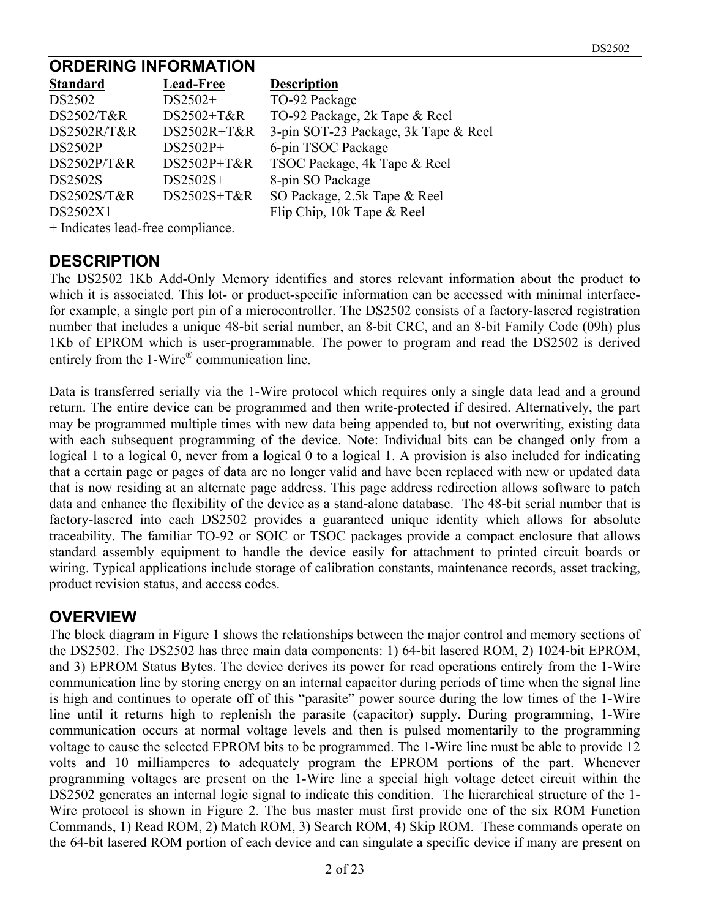## ORDERING INFORMATION

| Standard | Lead-Free | Description |
|---|---|---|
| DS2502 | DS2502+ | TO-92 Package |
| DS2502/T&R | DS2502+T&R | TO-92 Package, 2k Tape & Reel |
| DS2502R/T&R | DS2502R+T&R | 3-pin SOT-23 Package, 3k Tape & Reel |
| DS2502P | DS2502P+ | 6-pin TSOC Package |
| DS2502P/T&R | DS2502P+T&R | TSOC Package, 4k Tape & Reel |
| DS2502S | DS2502S+ | 8-pin SO Package |
| DS2502S/T&R | DS2502S+T&R | SO Package, 2.5k Tape & Reel |
| DS2502X1 | | Flip Chip, 10k Tape & Reel |

+ Indicates lead-free compliance.

## DESCRIPTION

The DS2502 1Kb Add-Only Memory identifies and stores relevant information about the product to which it is associated. This lot- or product-specific information can be accessed with minimal interface-for example, a single port pin of a microcontroller. The DS2502 consists of a factory-lasered registration number that includes a unique 48-bit serial number, an 8-bit CRC, and an 8-bit Family Code (09h) plus 1Kb of EPROM which is user-programmable. The power to program and read the DS2502 is derived entirely from the 1-Wire® communication line.

Data is transferred serially via the 1-Wire protocol which requires only a single data lead and a ground return. The entire device can be programmed and then write-protected if desired. Alternatively, the part may be programmed multiple times with new data being appended to, but not overwriting, existing data with each subsequent programming of the device. Note: Individual bits can be changed only from a logical 1 to a logical 0, never from a logical 0 to a logical 1. A provision is also included for indicating that a certain page or pages of data are no longer valid and have been replaced with new or updated data that is now residing at an alternate page address. This page address redirection allows software to patch data and enhance the flexibility of the device as a stand-alone database. The 48-bit serial number that is factory-lasered into each DS2502 provides a guaranteed unique identity which allows for absolute traceability. The familiar TO-92 or SOIC or TSOC packages provide a compact enclosure that allows standard assembly equipment to handle the device easily for attachment to printed circuit boards or wiring. Typical applications include storage of calibration constants, maintenance records, asset tracking, product revision status, and access codes.

## OVERVIEW

The block diagram in Figure 1 shows the relationships between the major control and memory sections of the DS2502. The DS2502 has three main data components: 1) 64-bit lasered ROM, 2) 1024-bit EPROM, and 3) EPROM Status Bytes. The device derives its power for read operations entirely from the 1-Wire communication line by storing energy on an internal capacitor during periods of time when the signal line is high and continues to operate off of this "parasite" power source during the low times of the 1-Wire line until it returns high to replenish the parasite (capacitor) supply. During programming, 1-Wire communication occurs at normal voltage levels and then is pulsed momentarily to the programming voltage to cause the selected EPROM bits to be programmed. The 1-Wire line must be able to provide 12 volts and 10 milliamperes to adequately program the EPROM portions of the part. Whenever programming voltages are present on the 1-Wire line a special high voltage detect circuit within the DS2502 generates an internal logic signal to indicate this condition. The hierarchical structure of the 1-Wire protocol is shown in Figure 2. The bus master must first provide one of the six ROM Function Commands, 1) Read ROM, 2) Match ROM, 3) Search ROM, 4) Skip ROM. These commands operate on the 64-bit lasered ROM portion of each device and can singulate a specific device if many are present on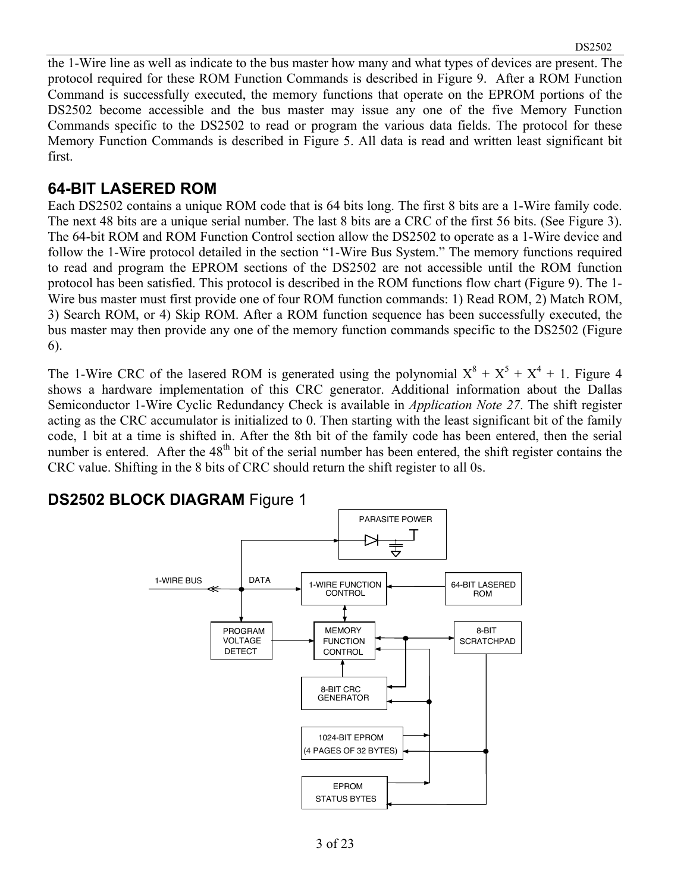the 1-Wire line as well as indicate to the bus master how many and what types of devices are present. The protocol required for these ROM Function Commands is described in Figure 9. After a ROM Function Command is successfully executed, the memory functions that operate on the EPROM portions of the DS2502 become accessible and the bus master may issue any one of the five Memory Function Commands specific to the DS2502 to read or program the various data fields. The protocol for these Memory Function Commands is described in Figure 5. All data is read and written least significant bit first.

## 64-BIT LASERED ROM

Each DS2502 contains a unique ROM code that is 64 bits long. The first 8 bits are a 1-Wire family code. The next 48 bits are a unique serial number. The last 8 bits are a CRC of the first 56 bits. (See Figure 3). The 64-bit ROM and ROM Function Control section allow the DS2502 to operate as a 1-Wire device and follow the 1-Wire protocol detailed in the section "1-Wire Bus System." The memory functions required to read and program the EPROM sections of the DS2502 are not accessible until the ROM function protocol has been satisfied. This protocol is described in the ROM functions flow chart (Figure 9). The 1-Wire bus master must first provide one of four ROM function commands: 1) Read ROM, 2) Match ROM, 3) Search ROM, or 4) Skip ROM. After a ROM function sequence has been successfully executed, the bus master may then provide any one of the memory function commands specific to the DS2502 (Figure 6).

The 1-Wire CRC of the lasered ROM is generated using the polynomial $X^8 + X^5 + X^4 + 1$. Figure 4 shows a hardware implementation of this CRC generator. Additional information about the Dallas Semiconductor 1-Wire Cyclic Redundancy Check is available in *Application Note 27*. The shift register acting as the CRC accumulator is initialized to 0. Then starting with the least significant bit of the family code, 1 bit at a time is shifted in. After the 8th bit of the family code has been entered, then the serial number is entered. After the 48th bit of the serial number has been entered, the shift register contains the CRC value. Shifting in the 8 bits of CRC should return the shift register to all 0s.

## DS2502 BLOCK DIAGRAM Figure 1

PARASITE POWER

1-WIRE BUS DATA

1-WIRE FUNCTION CONTROL

64-BIT LASERED ROM

PROGRAM VOLTAGE DETECT

MEMORY FUNCTION CONTROL

8-BIT SCRATCHPAD

8-BIT CRC GENERATOR

1024-BIT EPROM (4 PAGES OF 32 BYTES)

EPROM STATUS BYTES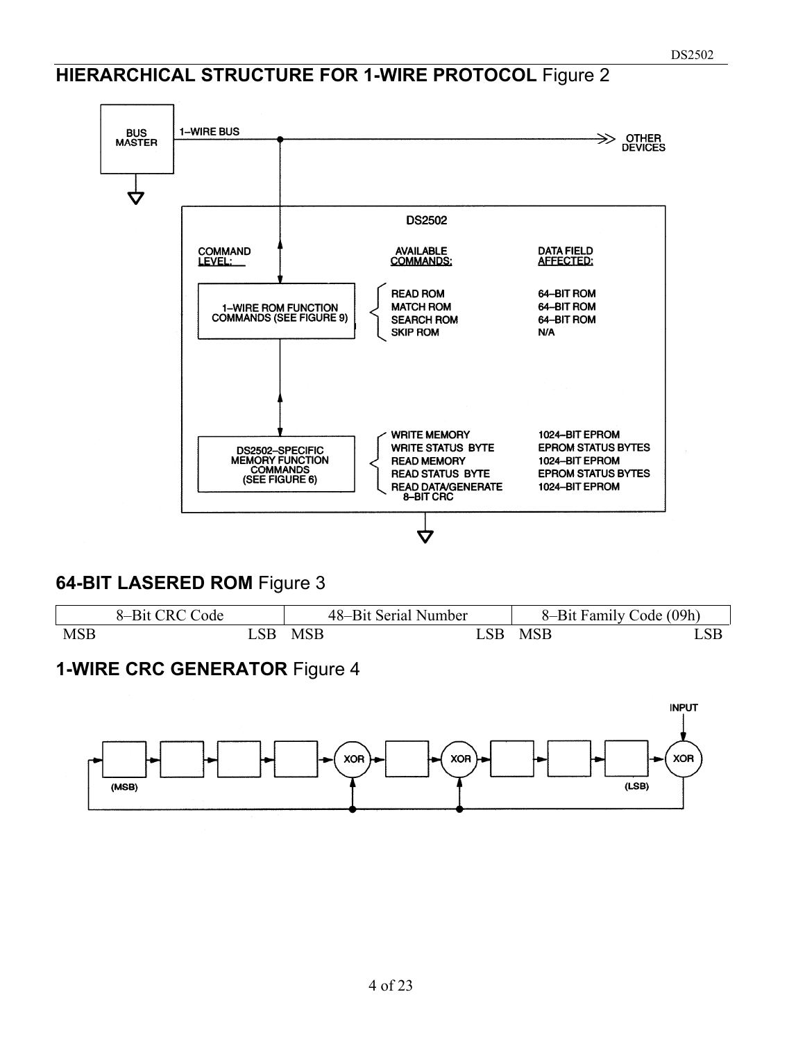## HIERARCHICAL STRUCTURE FOR 1-WIRE PROTOCOL Figure 2

BUS MASTER — 1–WIRE BUS — OTHER DEVICES

DS2502

| COMMAND LEVEL: | AVAILABLE COMMANDS: | DATA FIELD AFFECTED: |
| --- | --- | --- |
| 1–WIRE ROM FUNCTION COMMANDS (SEE FIGURE 9) | READ ROM | 64–BIT ROM |
| | MATCH ROM | 64–BIT ROM |
| | SEARCH ROM | 64–BIT ROM |
| | SKIP ROM | N/A |
| DS2502–SPECIFIC MEMORY FUNCTION COMMANDS (SEE FIGURE 6) | WRITE MEMORY | 1024–BIT EPROM |
| | WRITE STATUS BYTE | EPROM STATUS BYTES |
| | READ MEMORY | 1024–BIT EPROM |
| | READ STATUS BYTE | EPROM STATUS BYTES |
| | READ DATA/GENERATE 8–BIT CRC | 1024–BIT EPROM |

## 64-BIT LASERED ROM Figure 3

| 8–Bit CRC Code | | 48–Bit Serial Number | | 8–Bit Family Code (09h) | |
| --- | --- | --- | --- | --- | --- |
| MSB | LSB | MSB | LSB | MSB | LSB |

## 1-WIRE CRC GENERATOR Figure 4

(MSB) → → → → XOR → → XOR → → → → (LSB) → XOR ← INPUT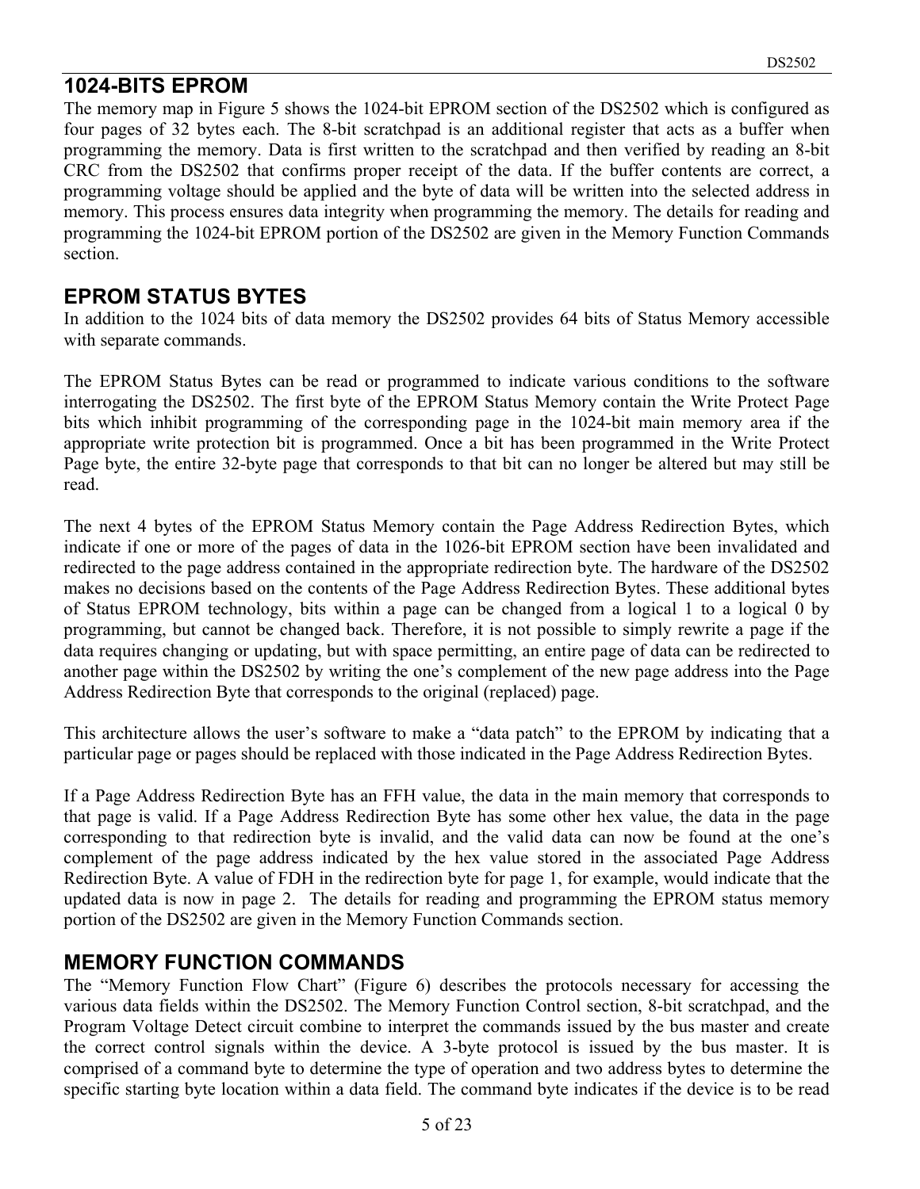## 1024-BITS EPROM

The memory map in Figure 5 shows the 1024-bit EPROM section of the DS2502 which is configured as four pages of 32 bytes each. The 8-bit scratchpad is an additional register that acts as a buffer when programming the memory. Data is first written to the scratchpad and then verified by reading an 8-bit CRC from the DS2502 that confirms proper receipt of the data. If the buffer contents are correct, a programming voltage should be applied and the byte of data will be written into the selected address in memory. This process ensures data integrity when programming the memory. The details for reading and programming the 1024-bit EPROM portion of the DS2502 are given in the Memory Function Commands section.

## EPROM STATUS BYTES

In addition to the 1024 bits of data memory the DS2502 provides 64 bits of Status Memory accessible with separate commands.

The EPROM Status Bytes can be read or programmed to indicate various conditions to the software interrogating the DS2502. The first byte of the EPROM Status Memory contain the Write Protect Page bits which inhibit programming of the corresponding page in the 1024-bit main memory area if the appropriate write protection bit is programmed. Once a bit has been programmed in the Write Protect Page byte, the entire 32-byte page that corresponds to that bit can no longer be altered but may still be read.

The next 4 bytes of the EPROM Status Memory contain the Page Address Redirection Bytes, which indicate if one or more of the pages of data in the 1026-bit EPROM section have been invalidated and redirected to the page address contained in the appropriate redirection byte. The hardware of the DS2502 makes no decisions based on the contents of the Page Address Redirection Bytes. These additional bytes of Status EPROM technology, bits within a page can be changed from a logical 1 to a logical 0 by programming, but cannot be changed back. Therefore, it is not possible to simply rewrite a page if the data requires changing or updating, but with space permitting, an entire page of data can be redirected to another page within the DS2502 by writing the one's complement of the new page address into the Page Address Redirection Byte that corresponds to the original (replaced) page.

This architecture allows the user's software to make a "data patch" to the EPROM by indicating that a particular page or pages should be replaced with those indicated in the Page Address Redirection Bytes.

If a Page Address Redirection Byte has an FFH value, the data in the main memory that corresponds to that page is valid. If a Page Address Redirection Byte has some other hex value, the data in the page corresponding to that redirection byte is invalid, and the valid data can now be found at the one's complement of the page address indicated by the hex value stored in the associated Page Address Redirection Byte. A value of FDH in the redirection byte for page 1, for example, would indicate that the updated data is now in page 2. The details for reading and programming the EPROM status memory portion of the DS2502 are given in the Memory Function Commands section.

## MEMORY FUNCTION COMMANDS

The "Memory Function Flow Chart" (Figure 6) describes the protocols necessary for accessing the various data fields within the DS2502. The Memory Function Control section, 8-bit scratchpad, and the Program Voltage Detect circuit combine to interpret the commands issued by the bus master and create the correct control signals within the device. A 3-byte protocol is issued by the bus master. It is comprised of a command byte to determine the type of operation and two address bytes to determine the specific starting byte location within a data field. The command byte indicates if the device is to be read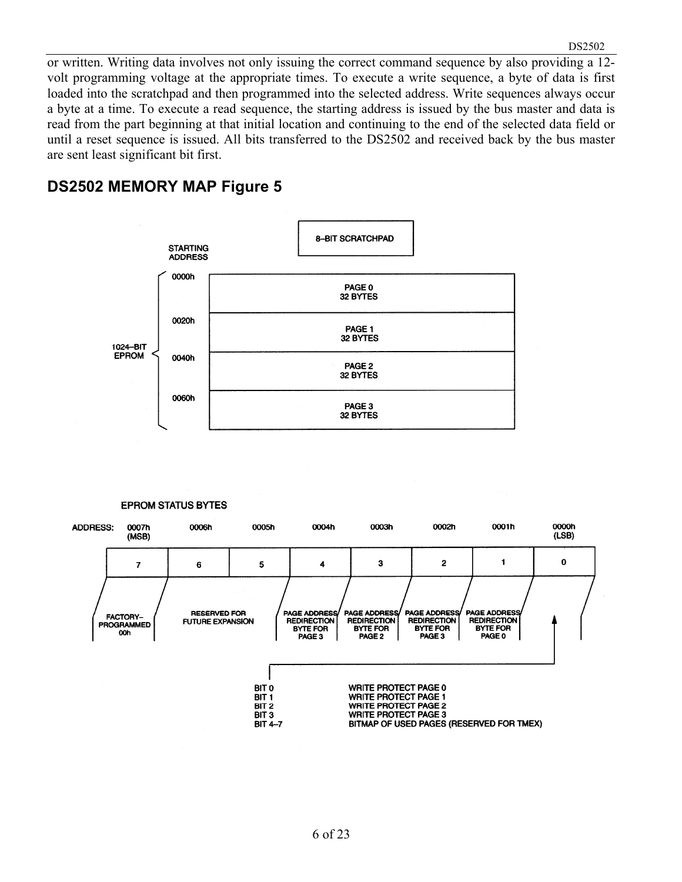or written. Writing data involves not only issuing the correct command sequence by also providing a 12-volt programming voltage at the appropriate times. To execute a write sequence, a byte of data is first loaded into the scratchpad and then programmed into the selected address. Write sequences always occur a byte at a time. To execute a read sequence, the starting address is issued by the bus master and data is read from the part beginning at that initial location and continuing to the end of the selected data field or until a reset sequence is issued. All bits transferred to the DS2502 and received back by the bus master are sent least significant bit first.

## DS2502 MEMORY MAP Figure 5

8–BIT SCRATCHPAD

1024–BIT EPROM

| STARTING ADDRESS | |
|---|---|
| 0000h | PAGE 0 32 BYTES |
| 0020h | PAGE 1 32 BYTES |
| 0040h | PAGE 2 32 BYTES |
| 0060h | PAGE 3 32 BYTES |

EPROM STATUS BYTES

| ADDRESS: | 0007h (MSB) | 0006h | 0005h | 0004h | 0003h | 0002h | 0001h | 0000h (LSB) |
|---|---|---|---|---|---|---|---|---|
| | 7 | 6 | 5 | 4 | 3 | 2 | 1 | 0 |
| | FACTORY–PROGRAMMED 00h | RESERVED FOR FUTURE EXPANSION | | PAGE ADDRESS REDIRECTION BYTE FOR PAGE 3 | PAGE ADDRESS REDIRECTION BYTE FOR PAGE 2 | PAGE ADDRESS REDIRECTION BYTE FOR PAGE 3 | PAGE ADDRESS REDIRECTION BYTE FOR PAGE 0 | |

| | |
|---|---|
| BIT 0 | WRITE PROTECT PAGE 0 |
| BIT 1 | WRITE PROTECT PAGE 1 |
| BIT 2 | WRITE PROTECT PAGE 2 |
| BIT 3 | WRITE PROTECT PAGE 3 |
| BIT 4–7 | BITMAP OF USED PAGES (RESERVED FOR TMEX) |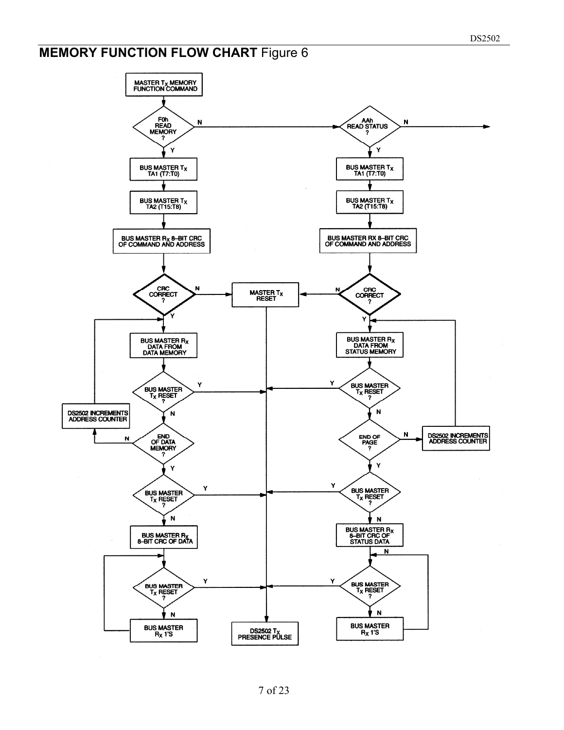## **MEMORY FUNCTION FLOW CHART** Figure 6

MASTER $T_X$ MEMORY FUNCTION COMMAND

**F0h READ MEMORY ?**
- N → AAh READ STATUS ?
- Y ↓

BUS MASTER $T_X$ TA1 (T7:T0)

BUS MASTER $T_X$ TA2 (T15:T8)

BUS MASTER $R_X$ 8–BIT CRC OF COMMAND AND ADDRESS

**CRC CORRECT ?**
- N → MASTER $T_X$ RESET
- Y ↓

BUS MASTER $R_X$ DATA FROM DATA MEMORY

**BUS MASTER $T_X$ RESET ?**
- Y → DS2502 $T_X$ PRESENCE PULSE
- N ↓

**END OF DATA MEMORY ?**
- N → DS2502 INCREMENTS ADDRESS COUNTER → BUS MASTER $R_X$ DATA FROM DATA MEMORY
- Y ↓

**BUS MASTER $T_X$ RESET ?**
- Y → DS2502 $T_X$ PRESENCE PULSE
- N ↓

BUS MASTER $R_X$ 8–BIT CRC OF DATA

**BUS MASTER $T_X$ RESET ?**
- Y → DS2502 $T_X$ PRESENCE PULSE
- N ↓

BUS MASTER $R_X$ 1'S (→ BUS MASTER $T_X$ RESET ?)

---

**AAh READ STATUS ?**
- N →
- Y ↓

BUS MASTER $T_X$ TA1 (T7:T0)

BUS MASTER $T_X$ TA2 (T15:T8)

BUS MASTER RX 8–BIT CRC OF COMMAND AND ADDRESS

**CRC CORRECT ?**
- N → MASTER $T_X$ RESET
- Y ↓

BUS MASTER $R_X$ DATA FROM STATUS MEMORY

**BUS MASTER $T_X$ RESET ?**
- Y → DS2502 $T_X$ PRESENCE PULSE
- N ↓

**END OF PAGE ?**
- N → DS2502 INCREMENTS ADDRESS COUNTER → BUS MASTER $R_X$ DATA FROM STATUS MEMORY
- Y ↓

**BUS MASTER $T_X$ RESET ?**
- Y → DS2502 $T_X$ PRESENCE PULSE
- N ↓

BUS MASTER $R_X$ 8–BIT CRC OF STATUS DATA

**BUS MASTER $T_X$ RESET ?**
- Y → DS2502 $T_X$ PRESENCE PULSE
- N ↓

BUS MASTER $R_X$ 1'S (→ BUS MASTER $T_X$ RESET ?)

---

MASTER $T_X$ RESET → DS2502 $T_X$ PRESENCE PULSE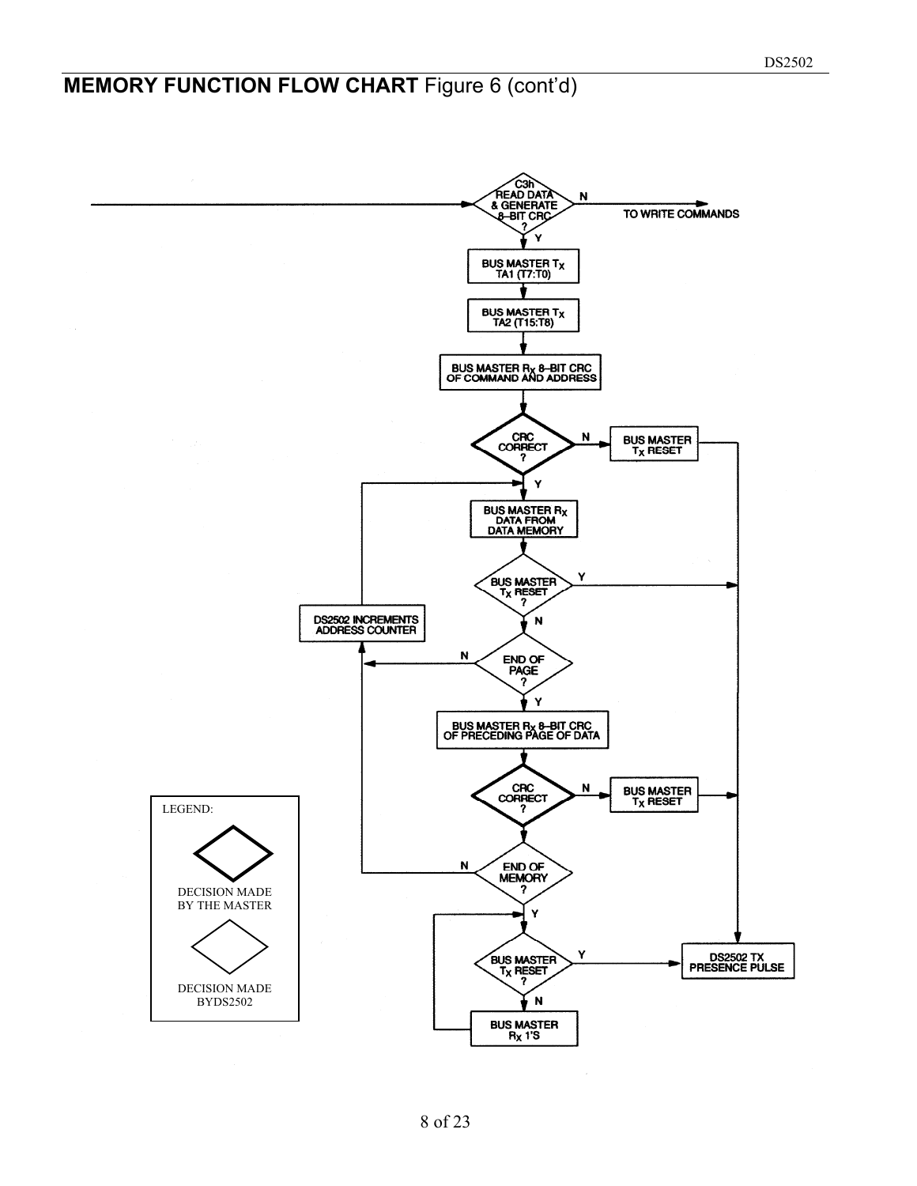## MEMORY FUNCTION FLOW CHART Figure 6 (cont'd)

C3h READ DATA & GENERATE 8–BIT CRC ?

N

TO WRITE COMMANDS

Y

BUS MASTER $T_X$ TA1 (T7:T0)

BUS MASTER $T_X$ TA2 (T15:T8)

BUS MASTER $R_X$ 8–BIT CRC OF COMMAND AND ADDRESS

CRC CORRECT ?

N

BUS MASTER $T_X$ RESET

Y

BUS MASTER $R_X$ DATA FROM DATA MEMORY

BUS MASTER $T_X$ RESET ?

Y

N

DS2502 INCREMENTS ADDRESS COUNTER

END OF PAGE ?

N

Y

BUS MASTER $R_X$ 8–BIT CRC OF PRECEDING PAGE OF DATA

CRC CORRECT ?

N

BUS MASTER $T_X$ RESET

END OF MEMORY ?

N

Y

BUS MASTER $T_X$ RESET ?

Y

DS2502 TX PRESENCE PULSE

N

BUS MASTER $R_X$ 1'S

LEGEND:

DECISION MADE BY THE MASTER

DECISION MADE BY DS2502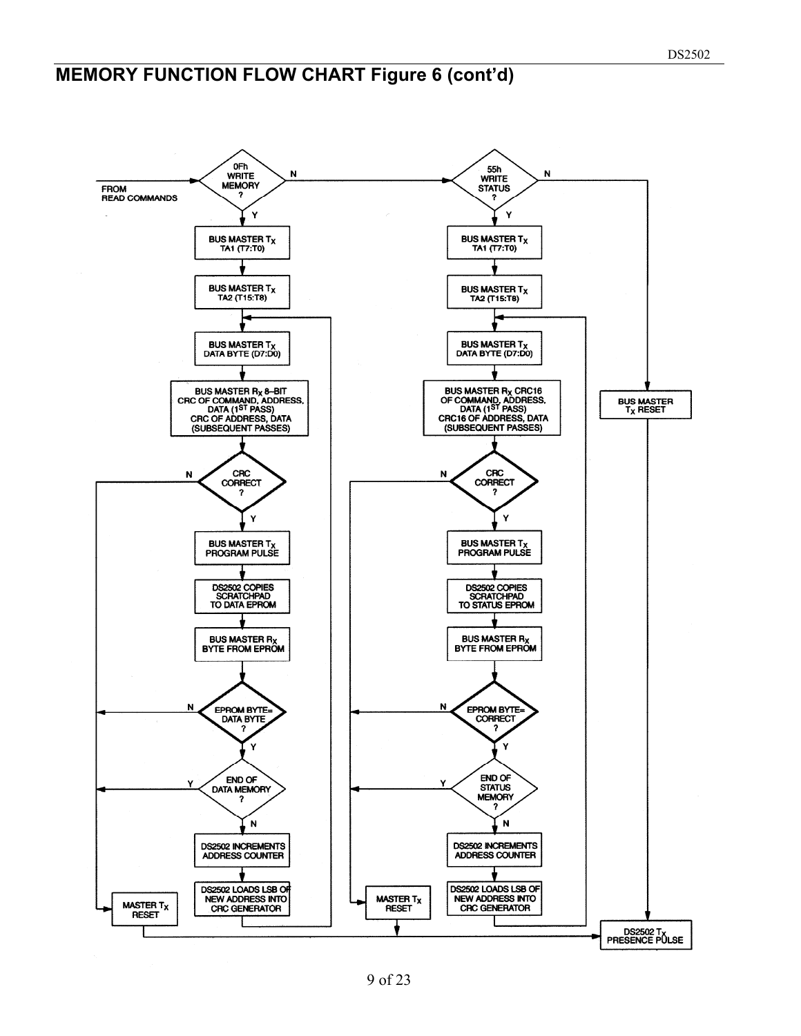## MEMORY FUNCTION FLOW CHART Figure 6 (cont'd)

FROM READ COMMANDS

0Fh WRITE MEMORY ?
- N → 55h WRITE STATUS ?
- Y ↓

BUS MASTER $T_X$ TA1 (T7:T0)

BUS MASTER $T_X$ TA2 (T15:T8)

BUS MASTER $T_X$ DATA BYTE (D7:D0)

BUS MASTER $R_X$ 8-BIT CRC OF COMMAND, ADDRESS, DATA (1ST PASS) CRC OF ADDRESS, DATA (SUBSEQUENT PASSES)

CRC CORRECT ?
- N → MASTER $T_X$ RESET
- Y ↓

BUS MASTER $T_X$ PROGRAM PULSE

DS2502 COPIES SCRATCHPAD TO DATA EPROM

BUS MASTER $R_X$ BYTE FROM EPROM

EPROM BYTE= DATA BYTE ?
- N → MASTER $T_X$ RESET
- Y ↓

END OF DATA MEMORY ?
- Y → MASTER $T_X$ RESET
- N ↓

DS2502 INCREMENTS ADDRESS COUNTER

DS2502 LOADS LSB OF NEW ADDRESS INTO CRC GENERATOR → (loop back to BUS MASTER $T_X$ DATA BYTE (D7:D0))

55h WRITE STATUS ?
- N → BUS MASTER $T_X$ RESET → DS2502 $T_X$ PRESENCE PULSE
- Y ↓

BUS MASTER $T_X$ TA1 (T7:T0)

BUS MASTER $T_X$ TA2 (T15:T8)

BUS MASTER $T_X$ DATA BYTE (D7:D0)

BUS MASTER $R_X$ CRC16 OF COMMAND, ADDRESS, DATA (1ST PASS) CRC16 OF ADDRESS, DATA (SUBSEQUENT PASSES)

CRC CORRECT ?
- N → MASTER $T_X$ RESET
- Y ↓

BUS MASTER $T_X$ PROGRAM PULSE

DS2502 COPIES SCRATCHPAD TO STATUS EPROM

BUS MASTER $R_X$ BYTE FROM EPROM

EPROM BYTE= CORRECT ?
- N → MASTER $T_X$ RESET
- Y ↓

END OF STATUS MEMORY ?
- Y → MASTER $T_X$ RESET
- N ↓

DS2502 INCREMENTS ADDRESS COUNTER

DS2502 LOADS LSB OF NEW ADDRESS INTO CRC GENERATOR → (loop back to BUS MASTER $T_X$ DATA BYTE (D7:D0))

MASTER $T_X$ RESET → DS2502 $T_X$ PRESENCE PULSE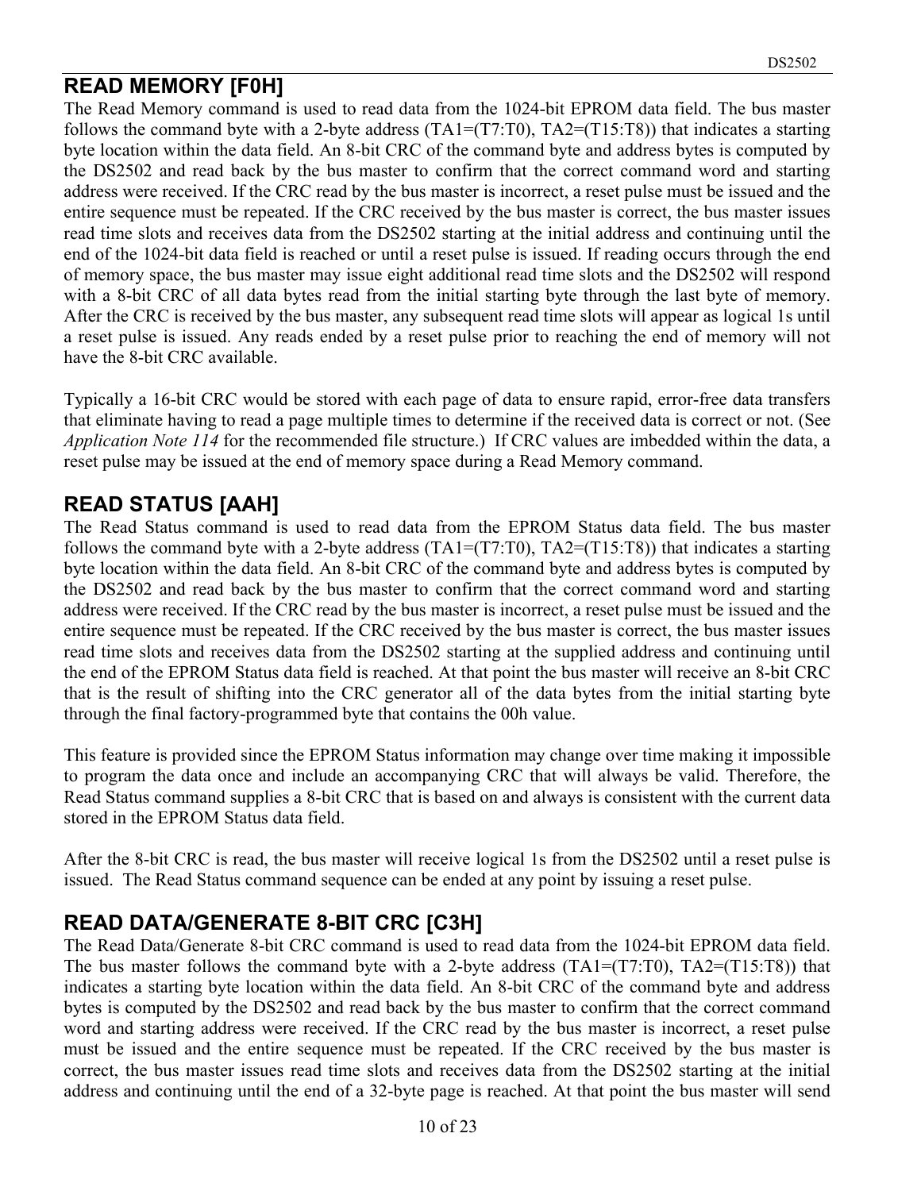## READ MEMORY [F0H]

The Read Memory command is used to read data from the 1024-bit EPROM data field. The bus master follows the command byte with a 2-byte address (TA1=(T7:T0), TA2=(T15:T8)) that indicates a starting byte location within the data field. An 8-bit CRC of the command byte and address bytes is computed by the DS2502 and read back by the bus master to confirm that the correct command word and starting address were received. If the CRC read by the bus master is incorrect, a reset pulse must be issued and the entire sequence must be repeated. If the CRC received by the bus master is correct, the bus master issues read time slots and receives data from the DS2502 starting at the initial address and continuing until the end of the 1024-bit data field is reached or until a reset pulse is issued. If reading occurs through the end of memory space, the bus master may issue eight additional read time slots and the DS2502 will respond with a 8-bit CRC of all data bytes read from the initial starting byte through the last byte of memory. After the CRC is received by the bus master, any subsequent read time slots will appear as logical 1s until a reset pulse is issued. Any reads ended by a reset pulse prior to reaching the end of memory will not have the 8-bit CRC available.

Typically a 16-bit CRC would be stored with each page of data to ensure rapid, error-free data transfers that eliminate having to read a page multiple times to determine if the received data is correct or not. (See *Application Note 114* for the recommended file structure.) If CRC values are imbedded within the data, a reset pulse may be issued at the end of memory space during a Read Memory command.

## READ STATUS [AAH]

The Read Status command is used to read data from the EPROM Status data field. The bus master follows the command byte with a 2-byte address (TA1=(T7:T0), TA2=(T15:T8)) that indicates a starting byte location within the data field. An 8-bit CRC of the command byte and address bytes is computed by the DS2502 and read back by the bus master to confirm that the correct command word and starting address were received. If the CRC read by the bus master is incorrect, a reset pulse must be issued and the entire sequence must be repeated. If the CRC received by the bus master is correct, the bus master issues read time slots and receives data from the DS2502 starting at the supplied address and continuing until the end of the EPROM Status data field is reached. At that point the bus master will receive an 8-bit CRC that is the result of shifting into the CRC generator all of the data bytes from the initial starting byte through the final factory-programmed byte that contains the 00h value.

This feature is provided since the EPROM Status information may change over time making it impossible to program the data once and include an accompanying CRC that will always be valid. Therefore, the Read Status command supplies a 8-bit CRC that is based on and always is consistent with the current data stored in the EPROM Status data field.

After the 8-bit CRC is read, the bus master will receive logical 1s from the DS2502 until a reset pulse is issued. The Read Status command sequence can be ended at any point by issuing a reset pulse.

## READ DATA/GENERATE 8-BIT CRC [C3H]

The Read Data/Generate 8-bit CRC command is used to read data from the 1024-bit EPROM data field. The bus master follows the command byte with a 2-byte address (TA1=(T7:T0), TA2=(T15:T8)) that indicates a starting byte location within the data field. An 8-bit CRC of the command byte and address bytes is computed by the DS2502 and read back by the bus master to confirm that the correct command word and starting address were received. If the CRC read by the bus master is incorrect, a reset pulse must be issued and the entire sequence must be repeated. If the CRC received by the bus master is correct, the bus master issues read time slots and receives data from the DS2502 starting at the initial address and continuing until the end of a 32-byte page is reached. At that point the bus master will send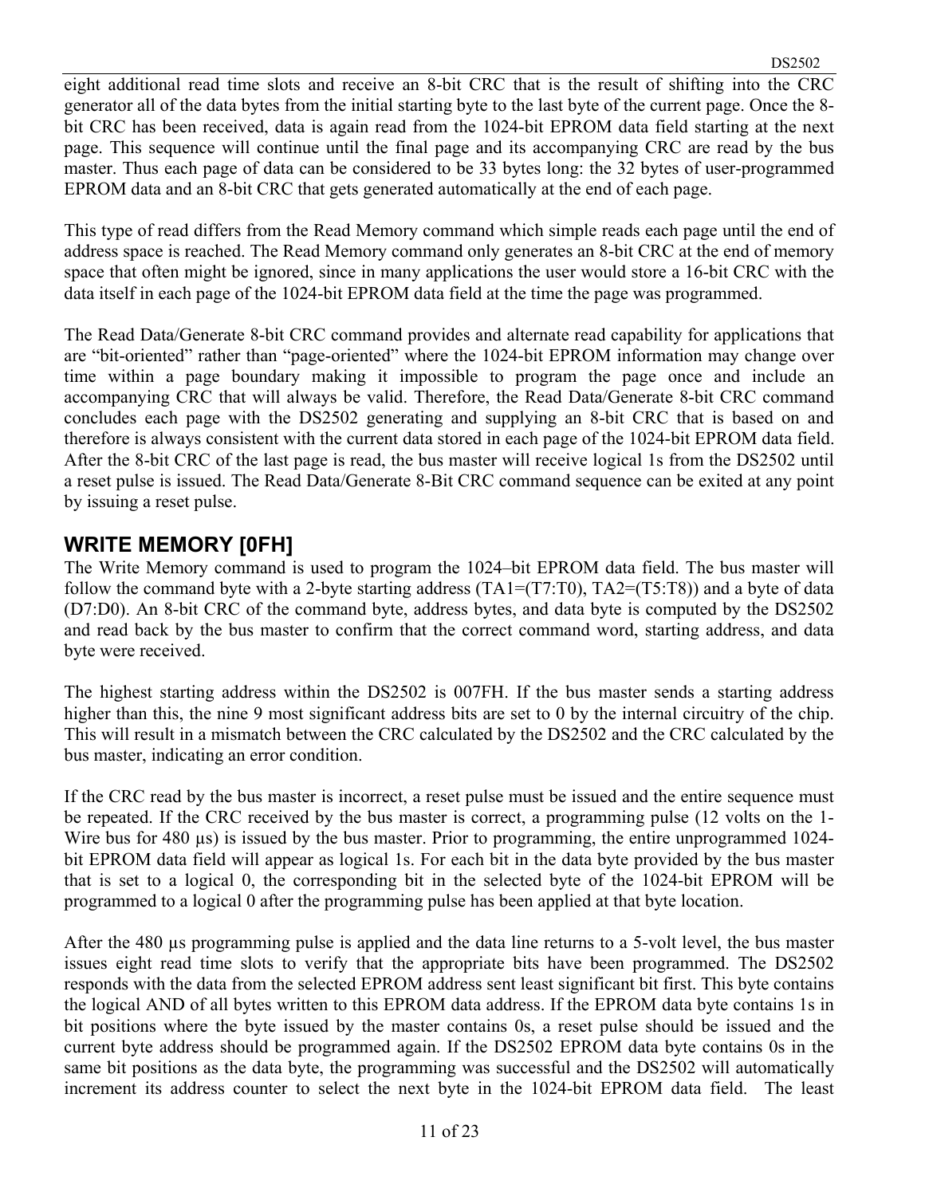eight additional read time slots and receive an 8-bit CRC that is the result of shifting into the CRC generator all of the data bytes from the initial starting byte to the last byte of the current page. Once the 8-bit CRC has been received, data is again read from the 1024-bit EPROM data field starting at the next page. This sequence will continue until the final page and its accompanying CRC are read by the bus master. Thus each page of data can be considered to be 33 bytes long: the 32 bytes of user-programmed EPROM data and an 8-bit CRC that gets generated automatically at the end of each page.

This type of read differs from the Read Memory command which simple reads each page until the end of address space is reached. The Read Memory command only generates an 8-bit CRC at the end of memory space that often might be ignored, since in many applications the user would store a 16-bit CRC with the data itself in each page of the 1024-bit EPROM data field at the time the page was programmed.

The Read Data/Generate 8-bit CRC command provides and alternate read capability for applications that are "bit-oriented" rather than "page-oriented" where the 1024-bit EPROM information may change over time within a page boundary making it impossible to program the page once and include an accompanying CRC that will always be valid. Therefore, the Read Data/Generate 8-bit CRC command concludes each page with the DS2502 generating and supplying an 8-bit CRC that is based on and therefore is always consistent with the current data stored in each page of the 1024-bit EPROM data field. After the 8-bit CRC of the last page is read, the bus master will receive logical 1s from the DS2502 until a reset pulse is issued. The Read Data/Generate 8-Bit CRC command sequence can be exited at any point by issuing a reset pulse.

## WRITE MEMORY [0FH]

The Write Memory command is used to program the 1024–bit EPROM data field. The bus master will follow the command byte with a 2-byte starting address (TA1=(T7:T0), TA2=(T5:T8)) and a byte of data (D7:D0). An 8-bit CRC of the command byte, address bytes, and data byte is computed by the DS2502 and read back by the bus master to confirm that the correct command word, starting address, and data byte were received.

The highest starting address within the DS2502 is 007FH. If the bus master sends a starting address higher than this, the nine 9 most significant address bits are set to 0 by the internal circuitry of the chip. This will result in a mismatch between the CRC calculated by the DS2502 and the CRC calculated by the bus master, indicating an error condition.

If the CRC read by the bus master is incorrect, a reset pulse must be issued and the entire sequence must be repeated. If the CRC received by the bus master is correct, a programming pulse (12 volts on the 1-Wire bus for 480 µs) is issued by the bus master. Prior to programming, the entire unprogrammed 1024-bit EPROM data field will appear as logical 1s. For each bit in the data byte provided by the bus master that is set to a logical 0, the corresponding bit in the selected byte of the 1024-bit EPROM will be programmed to a logical 0 after the programming pulse has been applied at that byte location.

After the 480 µs programming pulse is applied and the data line returns to a 5-volt level, the bus master issues eight read time slots to verify that the appropriate bits have been programmed. The DS2502 responds with the data from the selected EPROM address sent least significant bit first. This byte contains the logical AND of all bytes written to this EPROM data address. If the EPROM data byte contains 1s in bit positions where the byte issued by the master contains 0s, a reset pulse should be issued and the current byte address should be programmed again. If the DS2502 EPROM data byte contains 0s in the same bit positions as the data byte, the programming was successful and the DS2502 will automatically increment its address counter to select the next byte in the 1024-bit EPROM data field. The least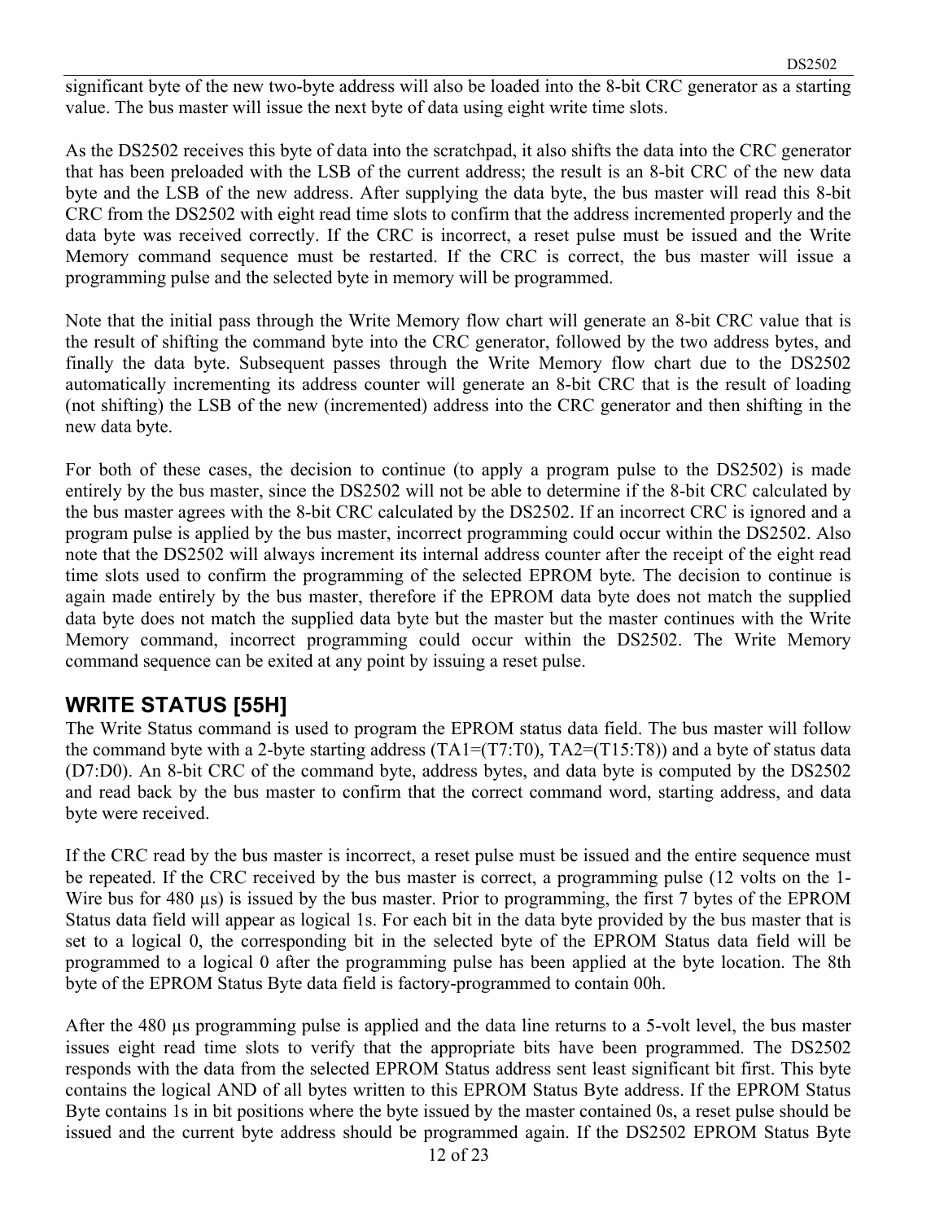significant byte of the new two-byte address will also be loaded into the 8-bit CRC generator as a starting value. The bus master will issue the next byte of data using eight write time slots.

As the DS2502 receives this byte of data into the scratchpad, it also shifts the data into the CRC generator that has been preloaded with the LSB of the current address; the result is an 8-bit CRC of the new data byte and the LSB of the new address. After supplying the data byte, the bus master will read this 8-bit CRC from the DS2502 with eight read time slots to confirm that the address incremented properly and the data byte was received correctly. If the CRC is incorrect, a reset pulse must be issued and the Write Memory command sequence must be restarted. If the CRC is correct, the bus master will issue a programming pulse and the selected byte in memory will be programmed.

Note that the initial pass through the Write Memory flow chart will generate an 8-bit CRC value that is the result of shifting the command byte into the CRC generator, followed by the two address bytes, and finally the data byte. Subsequent passes through the Write Memory flow chart due to the DS2502 automatically incrementing its address counter will generate an 8-bit CRC that is the result of loading (not shifting) the LSB of the new (incremented) address into the CRC generator and then shifting in the new data byte.

For both of these cases, the decision to continue (to apply a program pulse to the DS2502) is made entirely by the bus master, since the DS2502 will not be able to determine if the 8-bit CRC calculated by the bus master agrees with the 8-bit CRC calculated by the DS2502. If an incorrect CRC is ignored and a program pulse is applied by the bus master, incorrect programming could occur within the DS2502. Also note that the DS2502 will always increment its internal address counter after the receipt of the eight read time slots used to confirm the programming of the selected EPROM byte. The decision to continue is again made entirely by the bus master, therefore if the EPROM data byte does not match the supplied data byte does not match the supplied data byte but the master but the master continues with the Write Memory command, incorrect programming could occur within the DS2502. The Write Memory command sequence can be exited at any point by issuing a reset pulse.

## WRITE STATUS [55H]

The Write Status command is used to program the EPROM status data field. The bus master will follow the command byte with a 2-byte starting address (TA1=(T7:T0), TA2=(T15:T8)) and a byte of status data (D7:D0). An 8-bit CRC of the command byte, address bytes, and data byte is computed by the DS2502 and read back by the bus master to confirm that the correct command word, starting address, and data byte were received.

If the CRC read by the bus master is incorrect, a reset pulse must be issued and the entire sequence must be repeated. If the CRC received by the bus master is correct, a programming pulse (12 volts on the 1-Wire bus for 480 µs) is issued by the bus master. Prior to programming, the first 7 bytes of the EPROM Status data field will appear as logical 1s. For each bit in the data byte provided by the bus master that is set to a logical 0, the corresponding bit in the selected byte of the EPROM Status data field will be programmed to a logical 0 after the programming pulse has been applied at the byte location. The 8th byte of the EPROM Status Byte data field is factory-programmed to contain 00h.

After the 480 µs programming pulse is applied and the data line returns to a 5-volt level, the bus master issues eight read time slots to verify that the appropriate bits have been programmed. The DS2502 responds with the data from the selected EPROM Status address sent least significant bit first. This byte contains the logical AND of all bytes written to this EPROM Status Byte address. If the EPROM Status Byte contains 1s in bit positions where the byte issued by the master contained 0s, a reset pulse should be issued and the current byte address should be programmed again. If the DS2502 EPROM Status Byte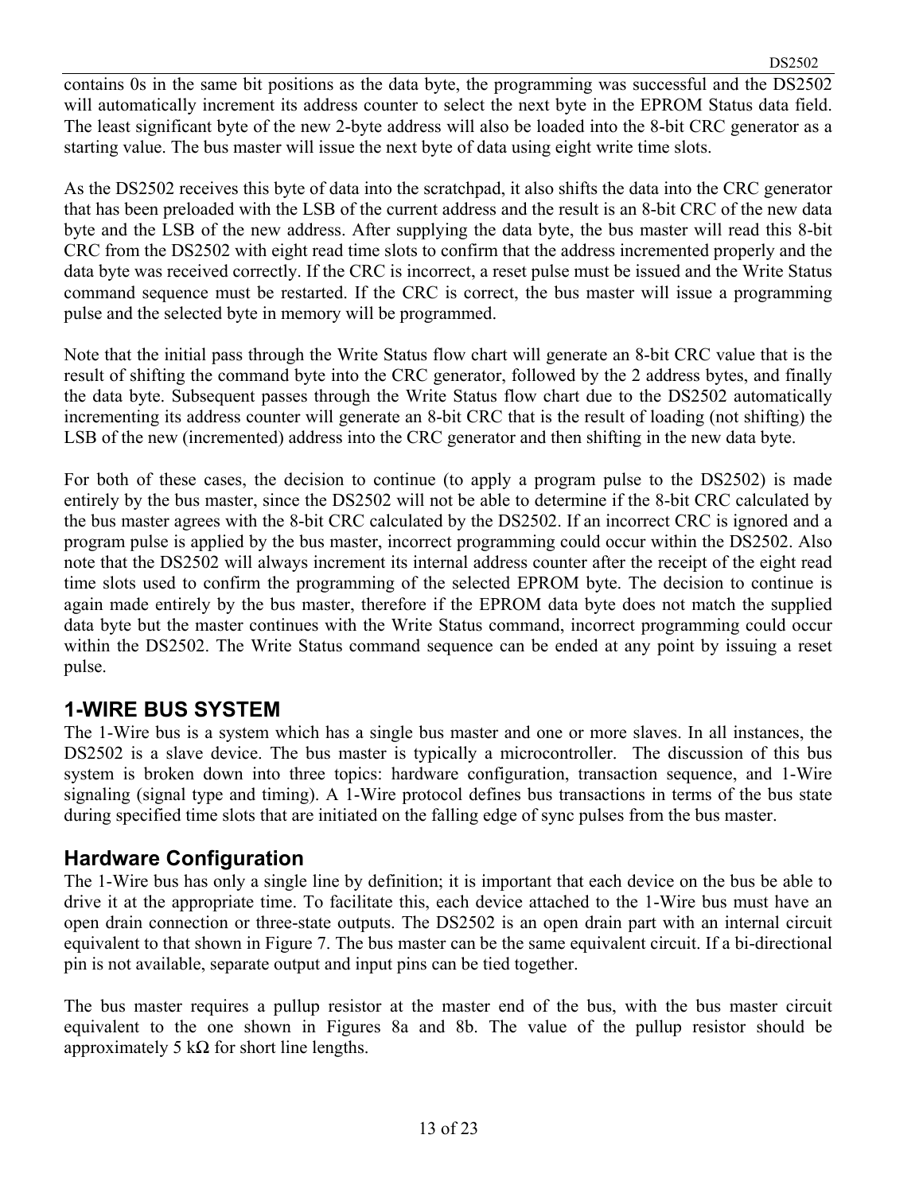contains 0s in the same bit positions as the data byte, the programming was successful and the DS2502 will automatically increment its address counter to select the next byte in the EPROM Status data field. The least significant byte of the new 2-byte address will also be loaded into the 8-bit CRC generator as a starting value. The bus master will issue the next byte of data using eight write time slots.

As the DS2502 receives this byte of data into the scratchpad, it also shifts the data into the CRC generator that has been preloaded with the LSB of the current address and the result is an 8-bit CRC of the new data byte and the LSB of the new address. After supplying the data byte, the bus master will read this 8-bit CRC from the DS2502 with eight read time slots to confirm that the address incremented properly and the data byte was received correctly. If the CRC is incorrect, a reset pulse must be issued and the Write Status command sequence must be restarted. If the CRC is correct, the bus master will issue a programming pulse and the selected byte in memory will be programmed.

Note that the initial pass through the Write Status flow chart will generate an 8-bit CRC value that is the result of shifting the command byte into the CRC generator, followed by the 2 address bytes, and finally the data byte. Subsequent passes through the Write Status flow chart due to the DS2502 automatically incrementing its address counter will generate an 8-bit CRC that is the result of loading (not shifting) the LSB of the new (incremented) address into the CRC generator and then shifting in the new data byte.

For both of these cases, the decision to continue (to apply a program pulse to the DS2502) is made entirely by the bus master, since the DS2502 will not be able to determine if the 8-bit CRC calculated by the bus master agrees with the 8-bit CRC calculated by the DS2502. If an incorrect CRC is ignored and a program pulse is applied by the bus master, incorrect programming could occur within the DS2502. Also note that the DS2502 will always increment its internal address counter after the receipt of the eight read time slots used to confirm the programming of the selected EPROM byte. The decision to continue is again made entirely by the bus master, therefore if the EPROM data byte does not match the supplied data byte but the master continues with the Write Status command, incorrect programming could occur within the DS2502. The Write Status command sequence can be ended at any point by issuing a reset pulse.

## 1-WIRE BUS SYSTEM

The 1-Wire bus is a system which has a single bus master and one or more slaves. In all instances, the DS2502 is a slave device. The bus master is typically a microcontroller. The discussion of this bus system is broken down into three topics: hardware configuration, transaction sequence, and 1-Wire signaling (signal type and timing). A 1-Wire protocol defines bus transactions in terms of the bus state during specified time slots that are initiated on the falling edge of sync pulses from the bus master.

### Hardware Configuration

The 1-Wire bus has only a single line by definition; it is important that each device on the bus be able to drive it at the appropriate time. To facilitate this, each device attached to the 1-Wire bus must have an open drain connection or three-state outputs. The DS2502 is an open drain part with an internal circuit equivalent to that shown in Figure 7. The bus master can be the same equivalent circuit. If a bi-directional pin is not available, separate output and input pins can be tied together.

The bus master requires a pullup resistor at the master end of the bus, with the bus master circuit equivalent to the one shown in Figures 8a and 8b. The value of the pullup resistor should be approximately 5 kΩ for short line lengths.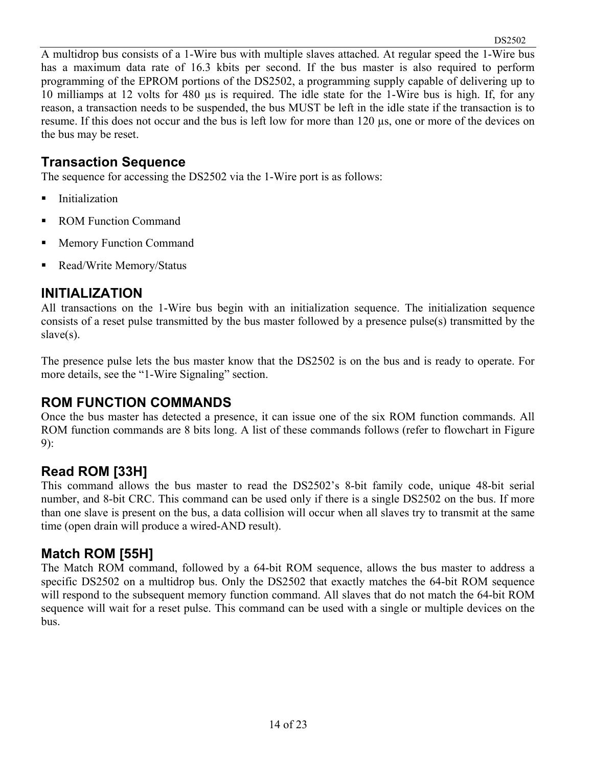A multidrop bus consists of a 1-Wire bus with multiple slaves attached. At regular speed the 1-Wire bus has a maximum data rate of 16.3 kbits per second. If the bus master is also required to perform programming of the EPROM portions of the DS2502, a programming supply capable of delivering up to 10 milliamps at 12 volts for 480 µs is required. The idle state for the 1-Wire bus is high. If, for any reason, a transaction needs to be suspended, the bus MUST be left in the idle state if the transaction is to resume. If this does not occur and the bus is left low for more than 120 µs, one or more of the devices on the bus may be reset.

## Transaction Sequence

The sequence for accessing the DS2502 via the 1-Wire port is as follows:

- Initialization
- ROM Function Command
- Memory Function Command
- Read/Write Memory/Status

## INITIALIZATION

All transactions on the 1-Wire bus begin with an initialization sequence. The initialization sequence consists of a reset pulse transmitted by the bus master followed by a presence pulse(s) transmitted by the slave(s).

The presence pulse lets the bus master know that the DS2502 is on the bus and is ready to operate. For more details, see the "1-Wire Signaling" section.

## ROM FUNCTION COMMANDS

Once the bus master has detected a presence, it can issue one of the six ROM function commands. All ROM function commands are 8 bits long. A list of these commands follows (refer to flowchart in Figure 9):

### Read ROM [33H]

This command allows the bus master to read the DS2502's 8-bit family code, unique 48-bit serial number, and 8-bit CRC. This command can be used only if there is a single DS2502 on the bus. If more than one slave is present on the bus, a data collision will occur when all slaves try to transmit at the same time (open drain will produce a wired-AND result).

### Match ROM [55H]

The Match ROM command, followed by a 64-bit ROM sequence, allows the bus master to address a specific DS2502 on a multidrop bus. Only the DS2502 that exactly matches the 64-bit ROM sequence will respond to the subsequent memory function command. All slaves that do not match the 64-bit ROM sequence will wait for a reset pulse. This command can be used with a single or multiple devices on the bus.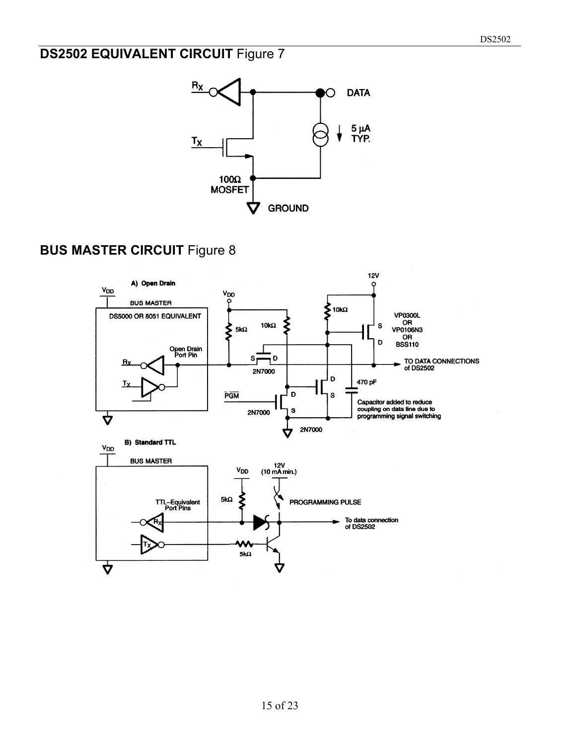## DS2502 EQUIVALENT CIRCUIT Figure 7

## BUS MASTER CIRCUIT Figure 8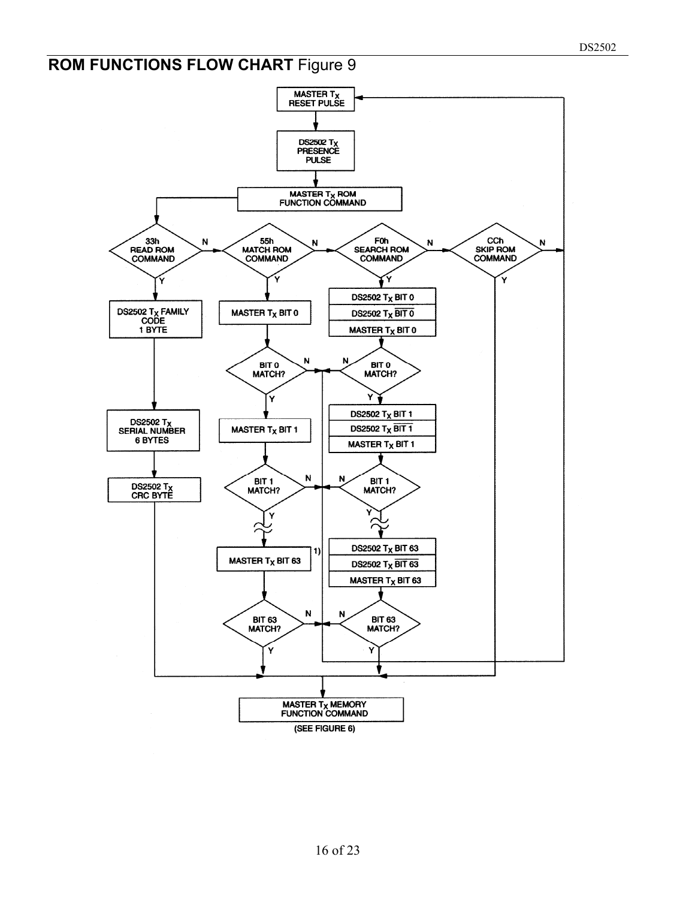## ROM FUNCTIONS FLOW CHART Figure 9

MASTER $T_X$ RESET PULSE

DS2502 $T_X$ PRESENCE PULSE

MASTER $T_X$ ROM FUNCTION COMMAND

33h READ ROM COMMAND

55h MATCH ROM COMMAND

F0h SEARCH ROM COMMAND

CCh SKIP ROM COMMAND

DS2502 $T_X$ FAMILY CODE 1 BYTE

DS2502 $T_X$ SERIAL NUMBER 6 BYTES

DS2502 $T_X$ CRC BYTE

MASTER $T_X$ BIT 0

BIT 0 MATCH?

MASTER $T_X$ BIT 1

BIT 1 MATCH?

MASTER $T_X$ BIT 63

BIT 63 MATCH?

1)

DS2502 $T_X$ BIT 0

DS2502 $T_X$ $\overline{\text{BIT 0}}$

MASTER $T_X$ BIT 0

BIT 0 MATCH?

DS2502 $T_X$ BIT 1

DS2502 $T_X$ $\overline{\text{BIT 1}}$

MASTER $T_X$ BIT 1

BIT 1 MATCH?

DS2502 $T_X$ BIT 63

DS2502 $T_X$ $\overline{\text{BIT 63}}$

MASTER $T_X$ BIT 63

BIT 63 MATCH?

MASTER $T_X$ MEMORY FUNCTION COMMAND

(SEE FIGURE 6)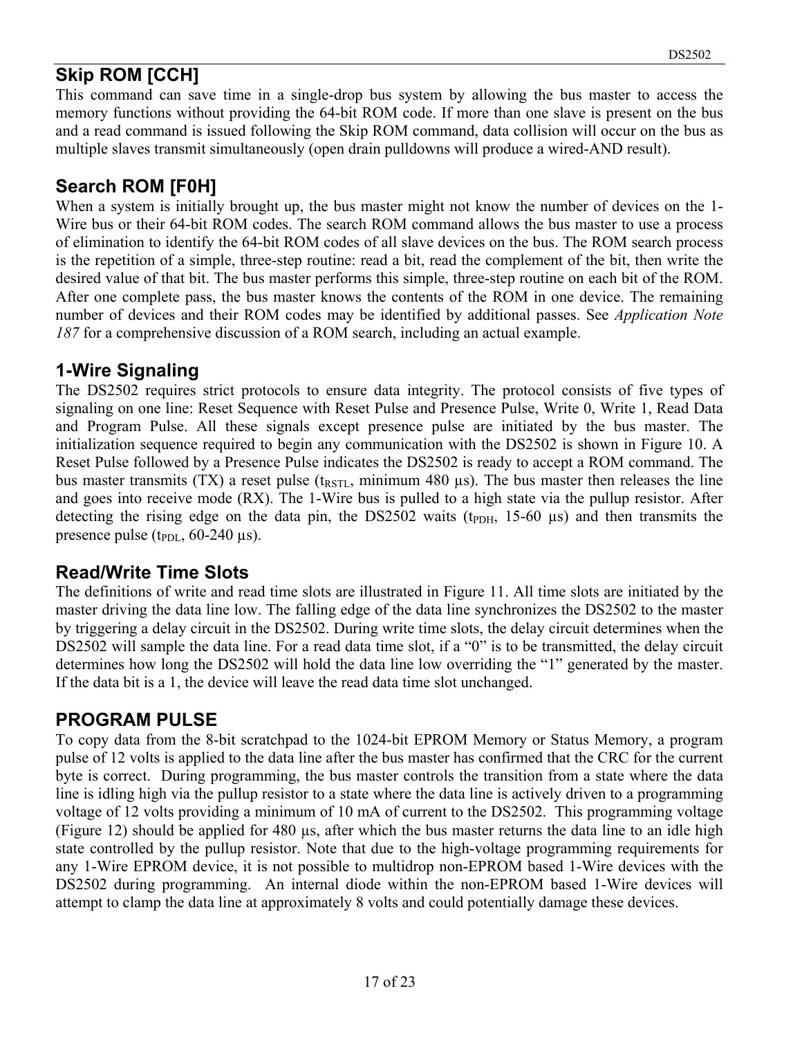## Skip ROM [CCH]

This command can save time in a single-drop bus system by allowing the bus master to access the memory functions without providing the 64-bit ROM code. If more than one slave is present on the bus and a read command is issued following the Skip ROM command, data collision will occur on the bus as multiple slaves transmit simultaneously (open drain pulldowns will produce a wired-AND result).

## Search ROM [F0H]

When a system is initially brought up, the bus master might not know the number of devices on the 1-Wire bus or their 64-bit ROM codes. The search ROM command allows the bus master to use a process of elimination to identify the 64-bit ROM codes of all slave devices on the bus. The ROM search process is the repetition of a simple, three-step routine: read a bit, read the complement of the bit, then write the desired value of that bit. The bus master performs this simple, three-step routine on each bit of the ROM. After one complete pass, the bus master knows the contents of the ROM in one device. The remaining number of devices and their ROM codes may be identified by additional passes. See *Application Note 187* for a comprehensive discussion of a ROM search, including an actual example.

## 1-Wire Signaling

The DS2502 requires strict protocols to ensure data integrity. The protocol consists of five types of signaling on one line: Reset Sequence with Reset Pulse and Presence Pulse, Write 0, Write 1, Read Data and Program Pulse. All these signals except presence pulse are initiated by the bus master. The initialization sequence required to begin any communication with the DS2502 is shown in Figure 10. A Reset Pulse followed by a Presence Pulse indicates the DS2502 is ready to accept a ROM command. The bus master transmits (TX) a reset pulse ($t_{RSTL}$, minimum 480 µs). The bus master then releases the line and goes into receive mode (RX). The 1-Wire bus is pulled to a high state via the pullup resistor. After detecting the rising edge on the data pin, the DS2502 waits ($t_{PDH}$, 15-60 µs) and then transmits the presence pulse ($t_{PDL}$, 60-240 µs).

## Read/Write Time Slots

The definitions of write and read time slots are illustrated in Figure 11. All time slots are initiated by the master driving the data line low. The falling edge of the data line synchronizes the DS2502 to the master by triggering a delay circuit in the DS2502. During write time slots, the delay circuit determines when the DS2502 will sample the data line. For a read data time slot, if a "0" is to be transmitted, the delay circuit determines how long the DS2502 will hold the data line low overriding the "1" generated by the master. If the data bit is a 1, the device will leave the read data time slot unchanged.

## PROGRAM PULSE

To copy data from the 8-bit scratchpad to the 1024-bit EPROM Memory or Status Memory, a program pulse of 12 volts is applied to the data line after the bus master has confirmed that the CRC for the current byte is correct. During programming, the bus master controls the transition from a state where the data line is idling high via the pullup resistor to a state where the data line is actively driven to a programming voltage of 12 volts providing a minimum of 10 mA of current to the DS2502. This programming voltage (Figure 12) should be applied for 480 µs, after which the bus master returns the data line to an idle high state controlled by the pullup resistor. Note that due to the high-voltage programming requirements for any 1-Wire EPROM device, it is not possible to multidrop non-EPROM based 1-Wire devices with the DS2502 during programming. An internal diode within the non-EPROM based 1-Wire devices will attempt to clamp the data line at approximately 8 volts and could potentially damage these devices.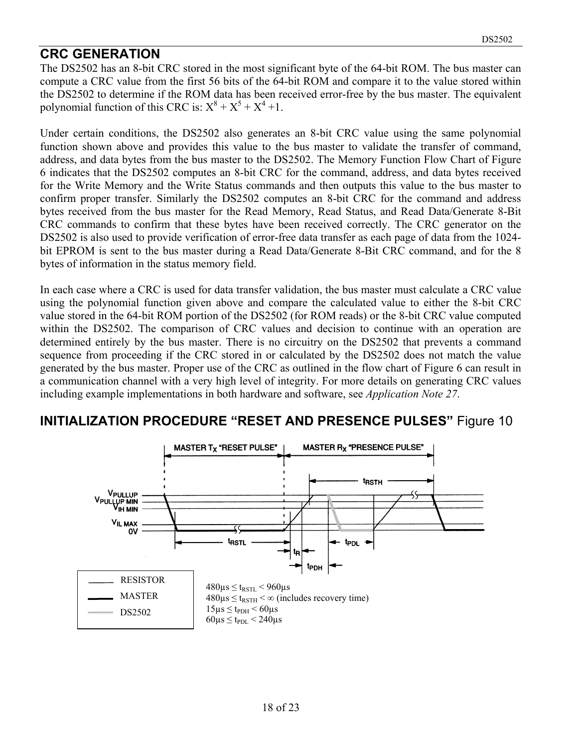## CRC GENERATION

The DS2502 has an 8-bit CRC stored in the most significant byte of the 64-bit ROM. The bus master can compute a CRC value from the first 56 bits of the 64-bit ROM and compare it to the value stored within the DS2502 to determine if the ROM data has been received error-free by the bus master. The equivalent polynomial function of this CRC is: $X^8 + X^5 + X^4 + 1$.

Under certain conditions, the DS2502 also generates an 8-bit CRC value using the same polynomial function shown above and provides this value to the bus master to validate the transfer of command, address, and data bytes from the bus master to the DS2502. The Memory Function Flow Chart of Figure 6 indicates that the DS2502 computes an 8-bit CRC for the command, address, and data bytes received for the Write Memory and the Write Status commands and then outputs this value to the bus master to confirm proper transfer. Similarly the DS2502 computes an 8-bit CRC for the command and address bytes received from the bus master for the Read Memory, Read Status, and Read Data/Generate 8-Bit CRC commands to confirm that these bytes have been received correctly. The CRC generator on the DS2502 is also used to provide verification of error-free data transfer as each page of data from the 1024-bit EPROM is sent to the bus master during a Read Data/Generate 8-Bit CRC command, and for the 8 bytes of information in the status memory field.

In each case where a CRC is used for data transfer validation, the bus master must calculate a CRC value using the polynomial function given above and compare the calculated value to either the 8-bit CRC value stored in the 64-bit ROM portion of the DS2502 (for ROM reads) or the 8-bit CRC value computed within the DS2502. The comparison of CRC values and decision to continue with an operation are determined entirely by the bus master. There is no circuitry on the DS2502 that prevents a command sequence from proceeding if the CRC stored in or calculated by the DS2502 does not match the value generated by the bus master. Proper use of the CRC as outlined in the flow chart of Figure 6 can result in a communication channel with a very high level of integrity. For more details on generating CRC values including example implementations in both hardware and software, see *Application Note 27*.

## INITIALIZATION PROCEDURE "RESET AND PRESENCE PULSES" Figure 10

MASTER $T_X$ "RESET PULSE" — MASTER $R_X$ "PRESENCE PULSE"

$V_{PULLUP}$, $V_{PULLUP\ MIN}$, $V_{IH\ MIN}$, $V_{IL\ MAX}$, 0V

$t_{RSTL}$, $t_R$, $t_{PDH}$, $t_{PDL}$, $t_{RSTH}$

Legend: RESISTOR, MASTER, DS2502

$480\mu s \le t_{RSTL} < 960\mu s$
$480\mu s \le t_{RSTH} < \infty$ (includes recovery time)
$15\mu s \le t_{PDH} < 60\mu s$
$60\mu s \le t_{PDL} < 240\mu s$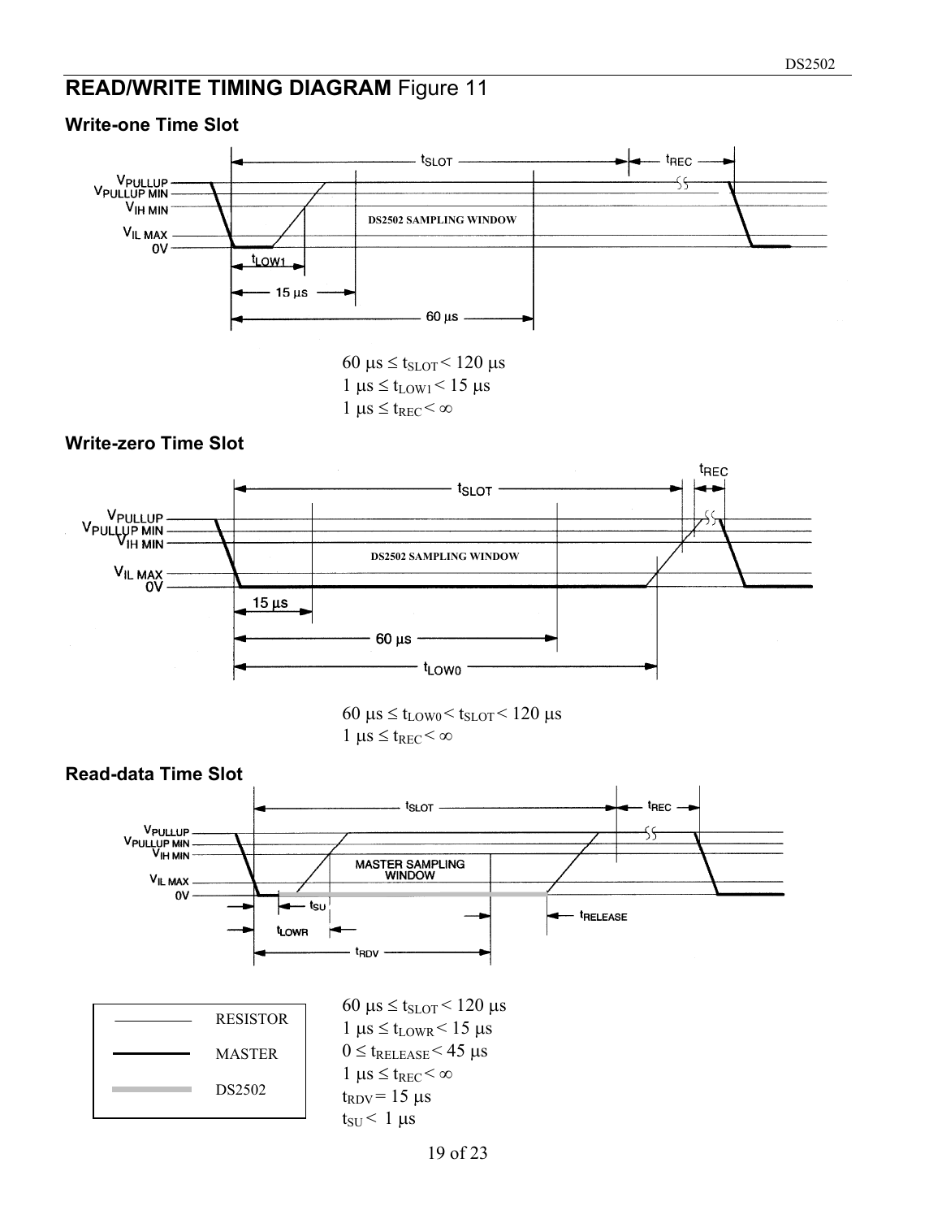## READ/WRITE TIMING DIAGRAM Figure 11

### Write-one Time Slot

$60\ \mu s \leq t_{SLOT} < 120\ \mu s$

$1\ \mu s \leq t_{LOW1} < 15\ \mu s$

$1\ \mu s \leq t_{REC} < \infty$

### Write-zero Time Slot

$60\ \mu s \leq t_{LOW0} < t_{SLOT} < 120\ \mu s$

$1\ \mu s \leq t_{REC} < \infty$

### Read-data Time Slot

$60\ \mu s \leq t_{SLOT} < 120\ \mu s$

$1\ \mu s \leq t_{LOWR} < 15\ \mu s$

$0 \leq t_{RELEASE} < 45\ \mu s$

$1\ \mu s \leq t_{REC} < \infty$

$t_{RDV} = 15\ \mu s$

$t_{SU} < 1\ \mu s$

Legend: RESISTOR, MASTER, DS2502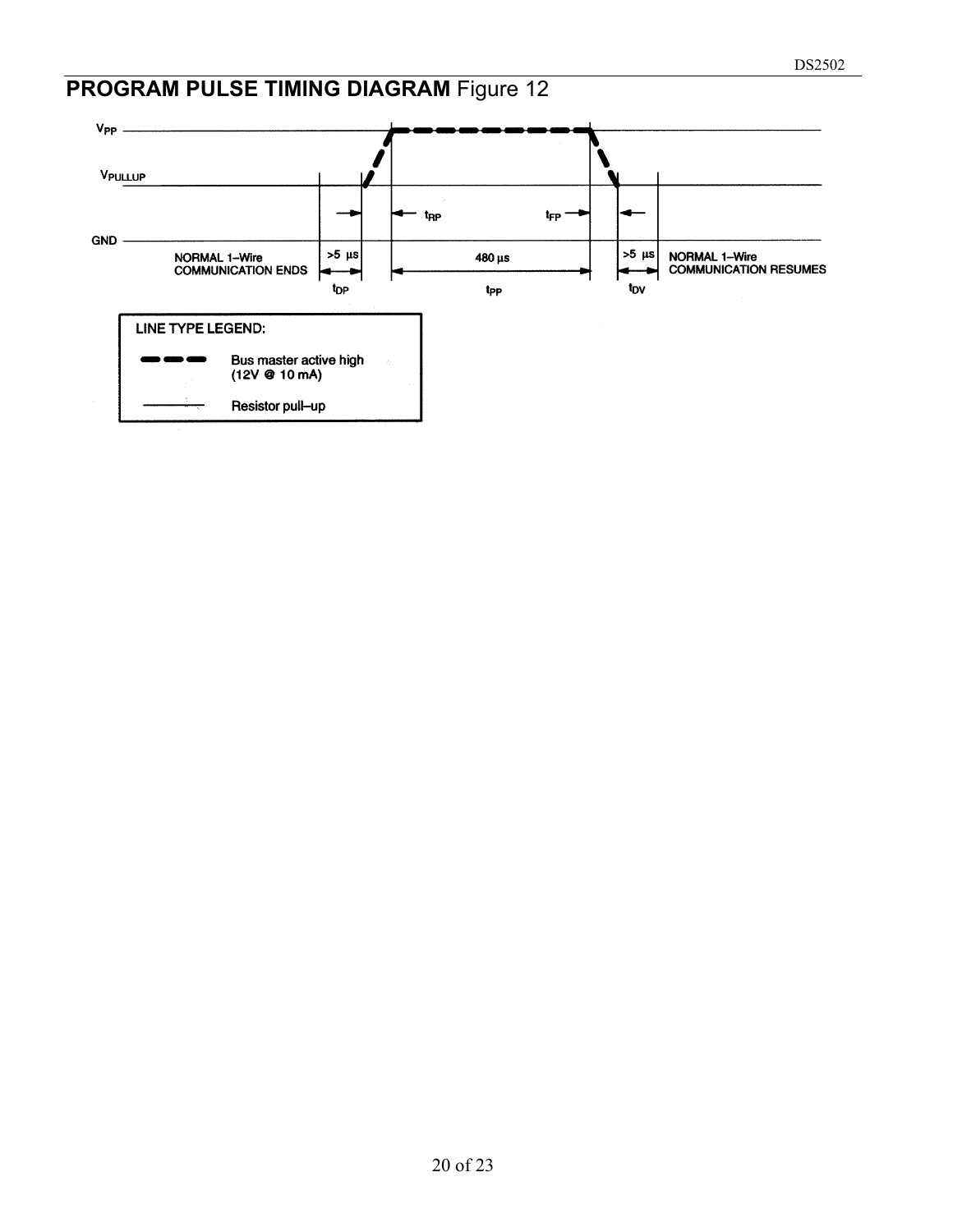## PROGRAM PULSE TIMING DIAGRAM Figure 12

$V_{PP}$

$V_{PULLUP}$

GND

NORMAL 1–Wire COMMUNICATION ENDS

>5 µs

$t_{DP}$

$t_{RP}$

480 µs

$t_{PP}$

$t_{FP}$

>5 µs

$t_{DV}$

NORMAL 1–Wire COMMUNICATION RESUMES

LINE TYPE LEGEND:

Bus master active high (12V @ 10 mA)

Resistor pull–up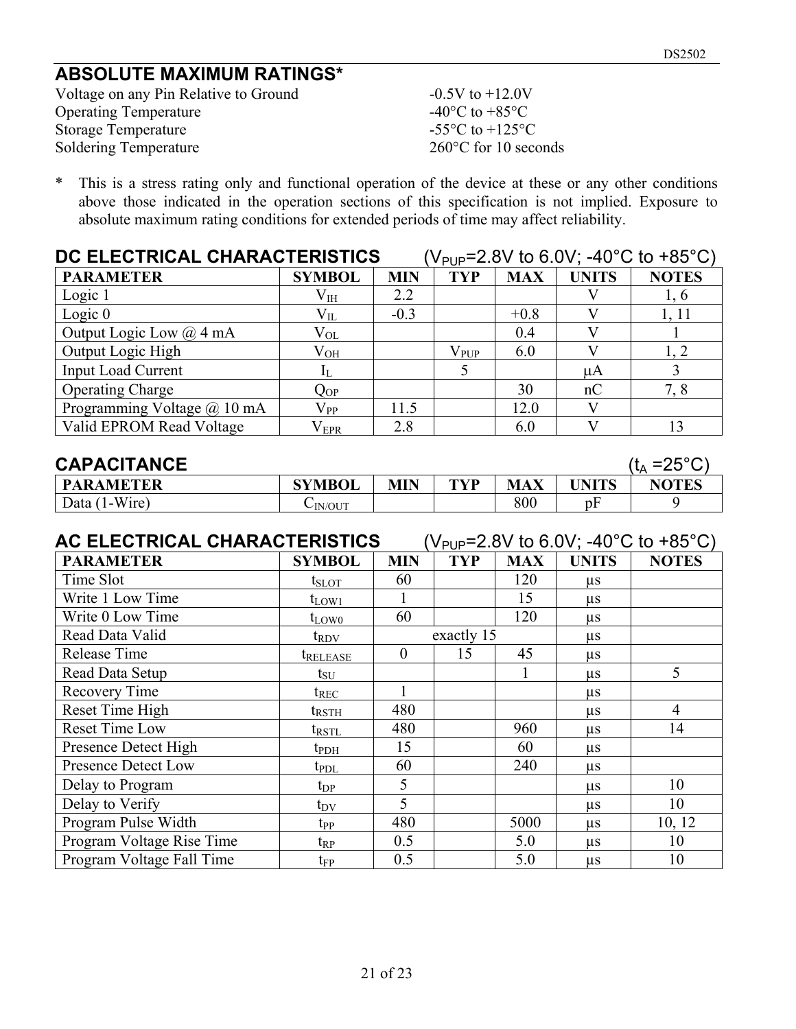## ABSOLUTE MAXIMUM RATINGS*

Voltage on any Pin Relative to Ground -0.5V to +12.0V
Operating Temperature -40°C to +85°C
Storage Temperature -55°C to +125°C
Soldering Temperature 260°C for 10 seconds

* This is a stress rating only and functional operation of the device at these or any other conditions above those indicated in the operation sections of this specification is not implied. Exposure to absolute maximum rating conditions for extended periods of time may affect reliability.

## DC ELECTRICAL CHARACTERISTICS ($V_{PUP}$=2.8V to 6.0V; -40°C to +85°C)

| PARAMETER | SYMBOL | MIN | TYP | MAX | UNITS | NOTES |
|---|---|---|---|---|---|---|
| Logic 1 | $V_{IH}$ | 2.2 | | | V | 1, 6 |
| Logic 0 | $V_{IL}$ | -0.3 | | +0.8 | V | 1, 11 |
| Output Logic Low @ 4 mA | $V_{OL}$ | | | 0.4 | V | 1 |
| Output Logic High | $V_{OH}$ | | $V_{PUP}$ | 6.0 | V | 1, 2 |
| Input Load Current | $I_L$ | | 5 | | μA | 3 |
| Operating Charge | $Q_{OP}$ | | | 30 | nC | 7, 8 |
| Programming Voltage @ 10 mA | $V_{PP}$ | 11.5 | | 12.0 | V | |
| Valid EPROM Read Voltage | $V_{EPR}$ | 2.8 | | 6.0 | V | 13 |

## CAPACITANCE ($t_A$ =25°C)

| PARAMETER | SYMBOL | MIN | TYP | MAX | UNITS | NOTES |
|---|---|---|---|---|---|---|
| Data (1-Wire) | $C_{IN/OUT}$ | | | 800 | pF | 9 |

## AC ELECTRICAL CHARACTERISTICS ($V_{PUP}$=2.8V to 6.0V; -40°C to +85°C)

| PARAMETER | SYMBOL | MIN | TYP | MAX | UNITS | NOTES |
|---|---|---|---|---|---|---|
| Time Slot | $t_{SLOT}$ | 60 | | 120 | μs | |
| Write 1 Low Time | $t_{LOW1}$ | 1 | | 15 | μs | |
| Write 0 Low Time | $t_{LOW0}$ | 60 | | 120 | μs | |
| Read Data Valid | $t_{RDV}$ | | exactly 15 | | μs | |
| Release Time | $t_{RELEASE}$ | 0 | 15 | 45 | μs | |
| Read Data Setup | $t_{SU}$ | | | 1 | μs | 5 |
| Recovery Time | $t_{REC}$ | 1 | | | μs | |
| Reset Time High | $t_{RSTH}$ | 480 | | | μs | 4 |
| Reset Time Low | $t_{RSTL}$ | 480 | | 960 | μs | 14 |
| Presence Detect High | $t_{PDH}$ | 15 | | 60 | μs | |
| Presence Detect Low | $t_{PDL}$ | 60 | | 240 | μs | |
| Delay to Program | $t_{DP}$ | 5 | | | μs | 10 |
| Delay to Verify | $t_{DV}$ | 5 | | | μs | 10 |
| Program Pulse Width | $t_{PP}$ | 480 | | 5000 | μs | 10, 12 |
| Program Voltage Rise Time | $t_{RP}$ | 0.5 | | 5.0 | μs | 10 |
| Program Voltage Fall Time | $t_{FP}$ | 0.5 | | 5.0 | μs | 10 |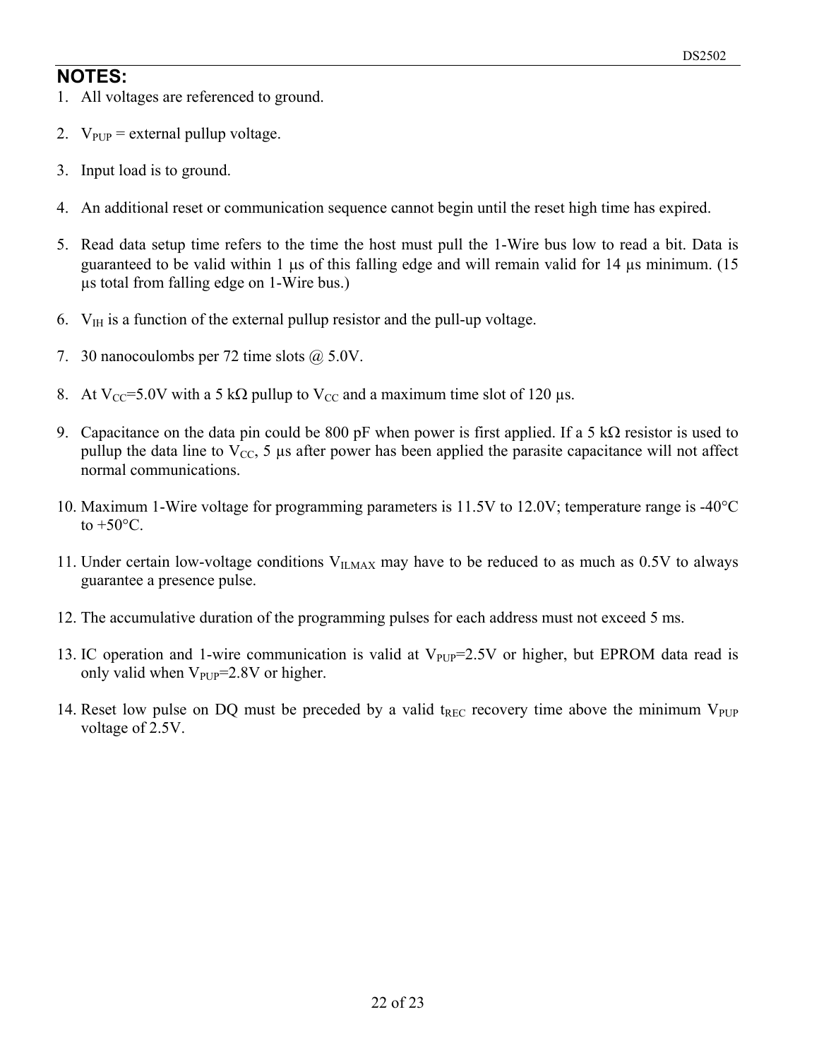## NOTES:

1. All voltages are referenced to ground.
2. $V_{PUP}$ = external pullup voltage.
3. Input load is to ground.
4. An additional reset or communication sequence cannot begin until the reset high time has expired.
5. Read data setup time refers to the time the host must pull the 1-Wire bus low to read a bit. Data is guaranteed to be valid within 1 µs of this falling edge and will remain valid for 14 µs minimum. (15 µs total from falling edge on 1-Wire bus.)
6. $V_{IH}$ is a function of the external pullup resistor and the pull-up voltage.
7. 30 nanocoulombs per 72 time slots @ 5.0V.
8. At $V_{CC}$=5.0V with a 5 kΩ pullup to $V_{CC}$ and a maximum time slot of 120 µs.
9. Capacitance on the data pin could be 800 pF when power is first applied. If a 5 kΩ resistor is used to pullup the data line to $V_{CC}$, 5 µs after power has been applied the parasite capacitance will not affect normal communications.
10. Maximum 1-Wire voltage for programming parameters is 11.5V to 12.0V; temperature range is -40°C to +50°C.
11. Under certain low-voltage conditions $V_{ILMAX}$ may have to be reduced to as much as 0.5V to always guarantee a presence pulse.
12. The accumulative duration of the programming pulses for each address must not exceed 5 ms.
13. IC operation and 1-wire communication is valid at $V_{PUP}$=2.5V or higher, but EPROM data read is only valid when $V_{PUP}$=2.8V or higher.
14. Reset low pulse on DQ must be preceded by a valid $t_{REC}$ recovery time above the minimum $V_{PUP}$ voltage of 2.5V.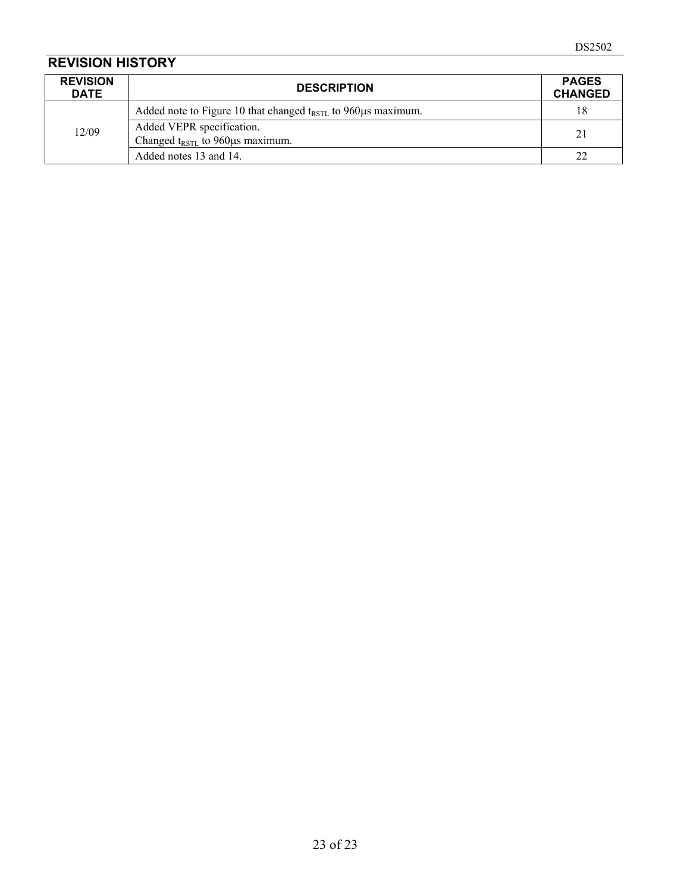## REVISION HISTORY

| REVISION DATE | DESCRIPTION | PAGES CHANGED |
|---|---|---|
| 12/09 | Added note to Figure 10 that changed $t_{RSTL}$ to 960µs maximum. | 18 |
| | Added VEPR specification.<br>Changed $t_{RSTL}$ to 960µs maximum. | 21 |
| | Added notes 13 and 14. | 22 |